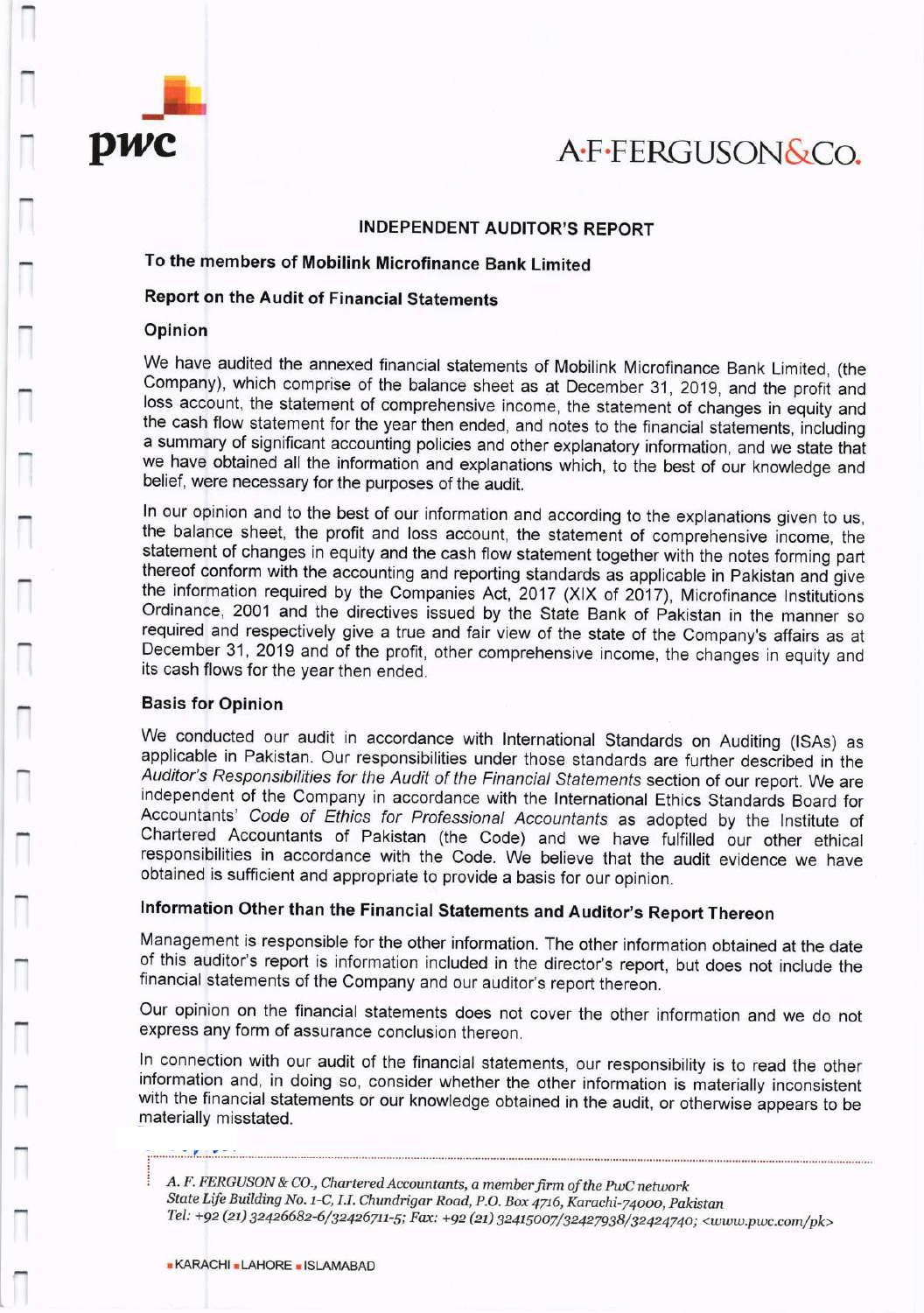pwc

A·F·FERGUSON&Co.

# INDEPENDENT AUDITOR'S REPORT

**To the members of Mobilink Microfinance Bank Limited**

## Report on the Audit of Financial Statements

### Opinion

We have audited the annexed financial statements of Mobilink Microfinance Bank Limited, (the Company), which comprise of the balance sheet as at December 31, 2019, and the profit and loss account, the statement of comprehensive income, the statement of changes in equity and the cash flow statement for the year then ended, and notes to the financial statements, including a summary of significant accounting policies and other explanatory information, and we state that we have obtained all the information and explanations which, to the best of our knowledge and belief, were necessary for the purposes of the audit.

In our opinion and to the best of our information and according to the explanations given to us, the balance sheet, the profit and loss account, the statement of comprehensive income, the statement of changes in equity and the cash flow statement together with the notes forming part thereof conform with the accounting and reporting standards as applicable in Pakistan and give the information required by the Companies Act, 2017 (XIX of 2017), Microfinance Institutions Ordinance, 2001 and the directives issued by the State Bank of Pakistan in the manner so required and respectively give a true and fair view of the state of the Company's affairs as at December 31, 2019 and of the profit, other comprehensive income, the changes in equity and its cash flows for the year then ended.

### Basis for Opinion

We conducted our audit in accordance with International Standards on Auditing (ISAs) as applicable in Pakistan. Our responsibilities under those standards are further described in the *Auditor's Responsibilities for the Audit of the Financial Statements* section of our report. We are independent of the Company in accordance with the International Ethics Standards Board for Accountants' *Code of Ethics for Professional Accountants* as adopted by the Institute of Chartered Accountants of Pakistan (the Code) and we have fulfilled our other ethical responsibilities in accordance with the Code. We believe that the audit evidence we have obtained is sufficient and appropriate to provide a basis for our opinion.

### Information Other than the Financial Statements and Auditor's Report Thereon

Management is responsible for the other information. The other information obtained at the date of this auditor's report is information included in the director's report, but does not include the financial statements of the Company and our auditor's report thereon.

Our opinion on the financial statements does not cover the other information and we do not express any form of assurance conclusion thereon.

In connection with our audit of the financial statements, our responsibility is to read the other information and, in doing so, consider whether the other information is materially inconsistent with the financial statements or our knowledge obtained in the audit, or otherwise appears to be materially misstated.

*A. F. FERGUSON & CO., Chartered Accountants, a member firm of the PwC network*
*State Life Building No. 1-C, I.I. Chundrigar Road, P.O. Box 4716, Karachi-74000, Pakistan*
*Tel: +92 (21) 32426682-6/32426711-5; Fax: +92 (21) 32415007/32427938/32424740; <www.pwc.com/pk>*

KARACHI ▪ LAHORE ▪ ISLAMABAD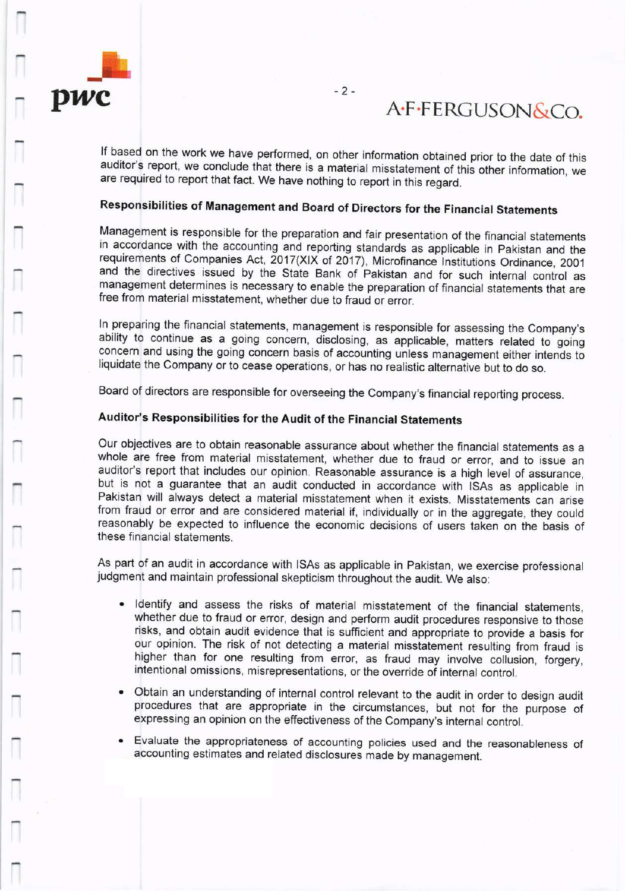If based on the work we have performed, on other information obtained prior to the date of this auditor's report, we conclude that there is a material misstatement of this other information, we are required to report that fact. We have nothing to report in this regard.

## Responsibilities of Management and Board of Directors for the Financial Statements

Management is responsible for the preparation and fair presentation of the financial statements in accordance with the accounting and reporting standards as applicable in Pakistan and the requirements of Companies Act, 2017(XIX of 2017), Microfinance Institutions Ordinance, 2001 and the directives issued by the State Bank of Pakistan and for such internal control as management determines is necessary to enable the preparation of financial statements that are free from material misstatement, whether due to fraud or error.

In preparing the financial statements, management is responsible for assessing the Company's ability to continue as a going concern, disclosing, as applicable, matters related to going concern and using the going concern basis of accounting unless management either intends to liquidate the Company or to cease operations, or has no realistic alternative but to do so.

Board of directors are responsible for overseeing the Company's financial reporting process.

## Auditor's Responsibilities for the Audit of the Financial Statements

Our objectives are to obtain reasonable assurance about whether the financial statements as a whole are free from material misstatement, whether due to fraud or error, and to issue an auditor's report that includes our opinion. Reasonable assurance is a high level of assurance, but is not a guarantee that an audit conducted in accordance with ISAs as applicable in Pakistan will always detect a material misstatement when it exists. Misstatements can arise from fraud or error and are considered material if, individually or in the aggregate, they could reasonably be expected to influence the economic decisions of users taken on the basis of these financial statements.

As part of an audit in accordance with ISAs as applicable in Pakistan, we exercise professional judgment and maintain professional skepticism throughout the audit. We also:

- Identify and assess the risks of material misstatement of the financial statements, whether due to fraud or error, design and perform audit procedures responsive to those risks, and obtain audit evidence that is sufficient and appropriate to provide a basis for our opinion. The risk of not detecting a material misstatement resulting from fraud is higher than for one resulting from error, as fraud may involve collusion, forgery, intentional omissions, misrepresentations, or the override of internal control.
- Obtain an understanding of internal control relevant to the audit in order to design audit procedures that are appropriate in the circumstances, but not for the purpose of expressing an opinion on the effectiveness of the Company's internal control.
- Evaluate the appropriateness of accounting policies used and the reasonableness of accounting estimates and related disclosures made by management.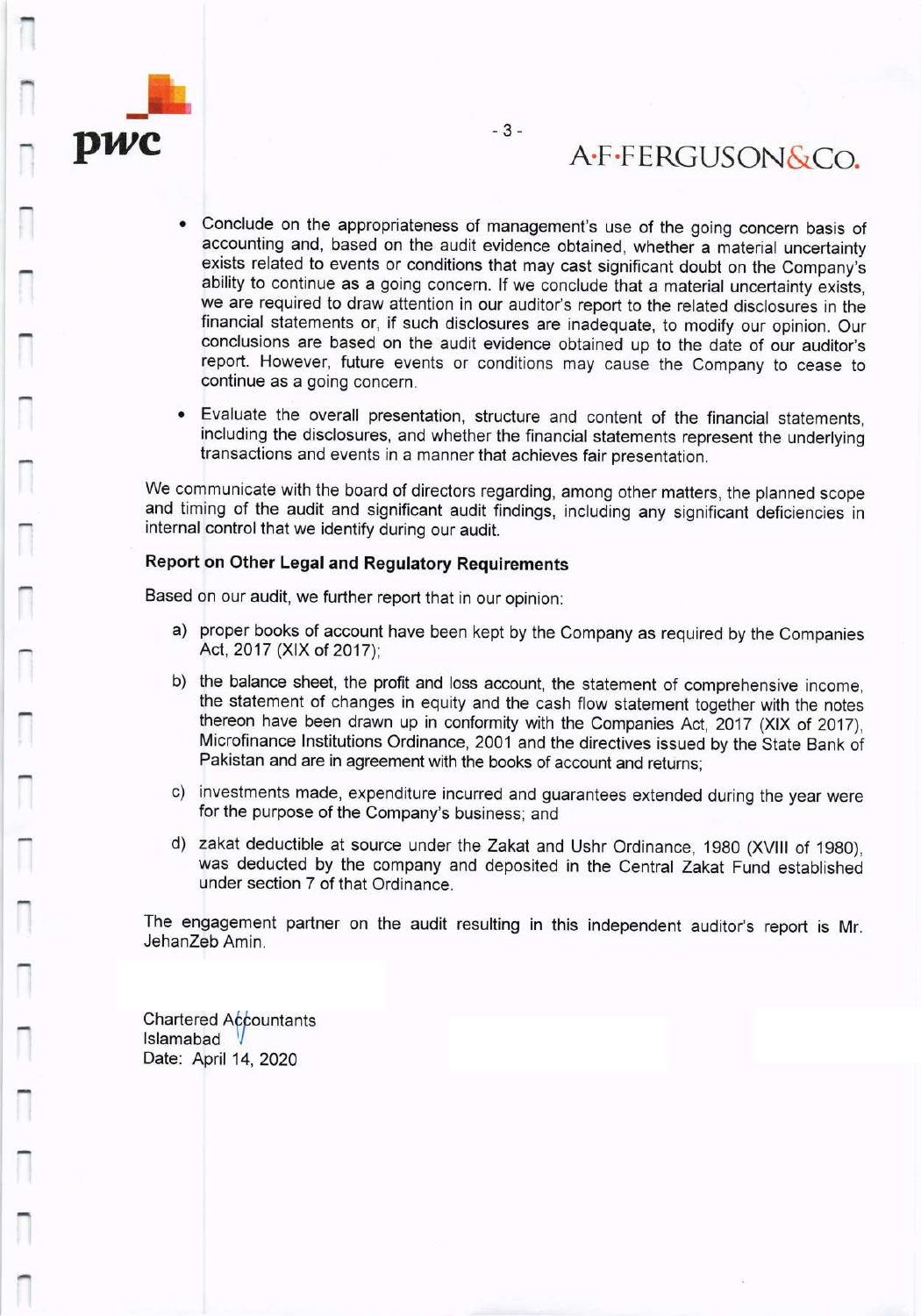- Conclude on the appropriateness of management's use of the going concern basis of accounting and, based on the audit evidence obtained, whether a material uncertainty exists related to events or conditions that may cast significant doubt on the Company's ability to continue as a going concern. If we conclude that a material uncertainty exists, we are required to draw attention in our auditor's report to the related disclosures in the financial statements or, if such disclosures are inadequate, to modify our opinion. Our conclusions are based on the audit evidence obtained up to the date of our auditor's report. However, future events or conditions may cause the Company to cease to continue as a going concern.

- Evaluate the overall presentation, structure and content of the financial statements, including the disclosures, and whether the financial statements represent the underlying transactions and events in a manner that achieves fair presentation.

We communicate with the board of directors regarding, among other matters, the planned scope and timing of the audit and significant audit findings, including any significant deficiencies in internal control that we identify during our audit.

### Report on Other Legal and Regulatory Requirements

Based on our audit, we further report that in our opinion:

a) proper books of account have been kept by the Company as required by the Companies Act, 2017 (XIX of 2017);

b) the balance sheet, the profit and loss account, the statement of comprehensive income, the statement of changes in equity and the cash flow statement together with the notes thereon have been drawn up in conformity with the Companies Act, 2017 (XIX of 2017), Microfinance Institutions Ordinance, 2001 and the directives issued by the State Bank of Pakistan and are in agreement with the books of account and returns;

c) investments made, expenditure incurred and guarantees extended during the year were for the purpose of the Company's business; and

d) zakat deductible at source under the Zakat and Ushr Ordinance, 1980 (XVIII of 1980), was deducted by the company and deposited in the Central Zakat Fund established under section 7 of that Ordinance.

The engagement partner on the audit resulting in this independent auditor's report is Mr. JehanZeb Amin.

Chartered Accountants
Islamabad
Date: April 14, 2020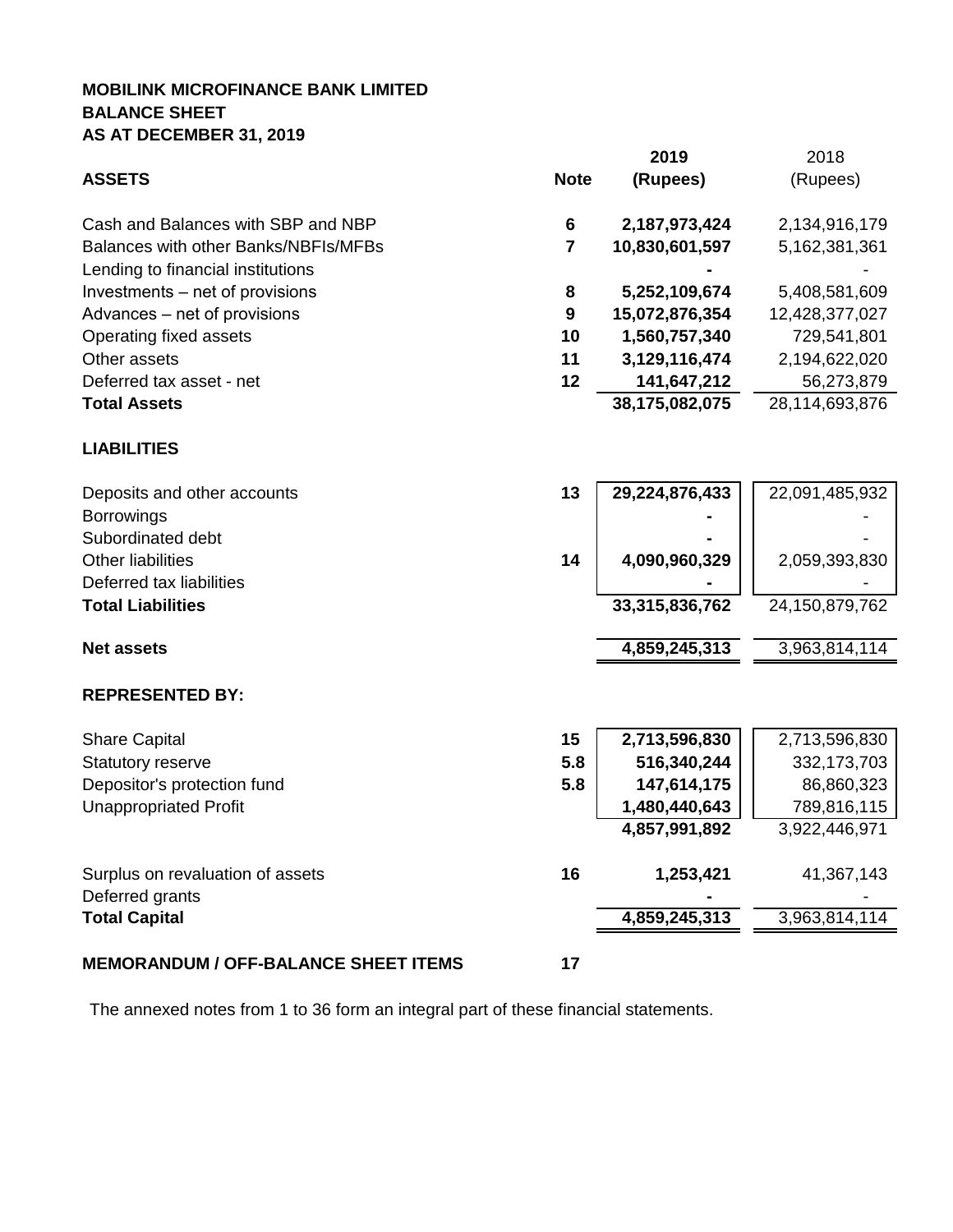**MOBILINK MICROFINANCE BANK LIMITED**
**BALANCE SHEET**
**AS AT DECEMBER 31, 2019**

| ASSETS | Note | 2019 (Rupees) | 2018 (Rupees) |
|---|---|---|---|
| Cash and Balances with SBP and NBP | 6 | 2,187,973,424 | 2,134,916,179 |
| Balances with other Banks/NBFIs/MFBs | 7 | 10,830,601,597 | 5,162,381,361 |
| Lending to financial institutions | | - | - |
| Investments – net of provisions | 8 | 5,252,109,674 | 5,408,581,609 |
| Advances – net of provisions | 9 | 15,072,876,354 | 12,428,377,027 |
| Operating fixed assets | 10 | 1,560,757,340 | 729,541,801 |
| Other assets | 11 | 3,129,116,474 | 2,194,622,020 |
| Deferred tax asset - net | 12 | 141,647,212 | 56,273,879 |
| **Total Assets** | | **38,175,082,075** | 28,114,693,876 |
| **LIABILITIES** | | | |
| Deposits and other accounts | 13 | 29,224,876,433 | 22,091,485,932 |
| Borrowings | | - | - |
| Subordinated debt | | - | - |
| Other liabilities | 14 | 4,090,960,329 | 2,059,393,830 |
| Deferred tax liabilities | | - | - |
| **Total Liabilities** | | **33,315,836,762** | 24,150,879,762 |
| **Net assets** | | **4,859,245,313** | 3,963,814,114 |
| **REPRESENTED BY:** | | | |
| Share Capital | 15 | 2,713,596,830 | 2,713,596,830 |
| Statutory reserve | 5.8 | 516,340,244 | 332,173,703 |
| Depositor's protection fund | 5.8 | 147,614,175 | 86,860,323 |
| Unappropriated Profit | | 1,480,440,643 | 789,816,115 |
| | | 4,857,991,892 | 3,922,446,971 |
| Surplus on revaluation of assets | 16 | 1,253,421 | 41,367,143 |
| Deferred grants | | - | - |
| **Total Capital** | | **4,859,245,313** | 3,963,814,114 |
| **MEMORANDUM / OFF-BALANCE SHEET ITEMS** | 17 | | |

The annexed notes from 1 to 36 form an integral part of these financial statements.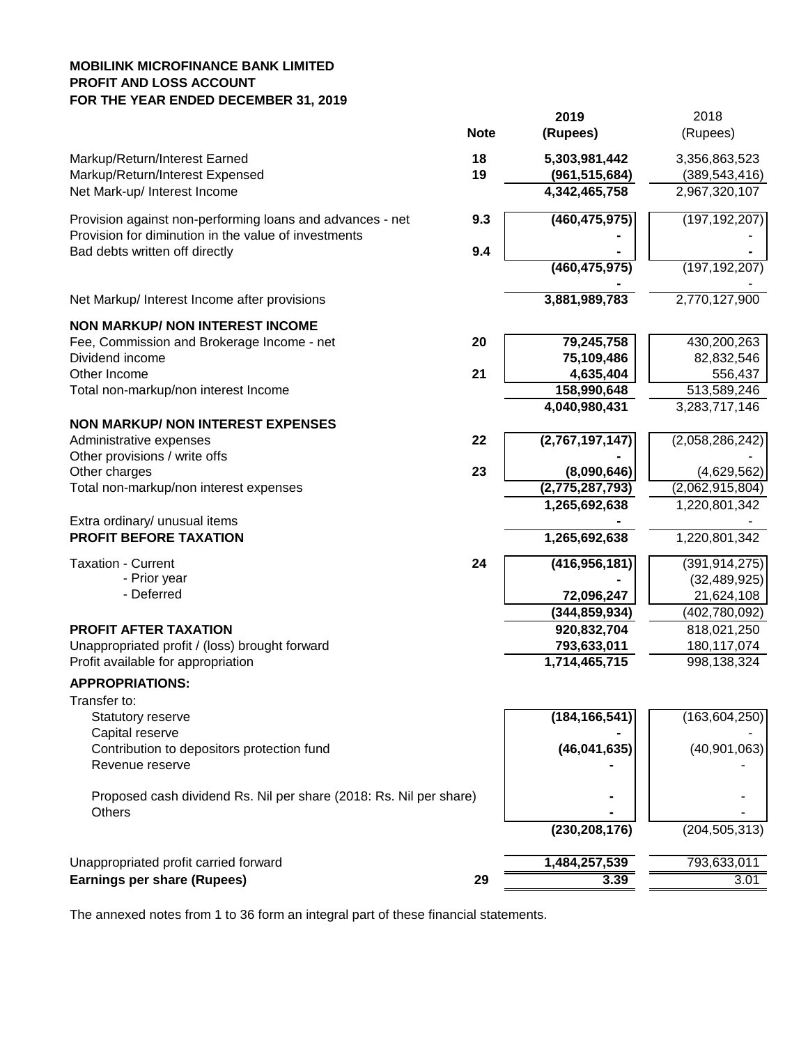**MOBILINK MICROFINANCE BANK LIMITED**
**PROFIT AND LOSS ACCOUNT**
**FOR THE YEAR ENDED DECEMBER 31, 2019**

| | Note | 2019 (Rupees) | 2018 (Rupees) |
|---|---|---|---|
| Markup/Return/Interest Earned | 18 | 5,303,981,442 | 3,356,863,523 |
| Markup/Return/Interest Expensed | 19 | (961,515,684) | (389,543,416) |
| Net Mark-up/ Interest Income | | 4,342,465,758 | 2,967,320,107 |
| Provision against non-performing loans and advances - net | 9.3 | (460,475,975) | (197,192,207) |
| Provision for diminution in the value of investments | | - | - |
| Bad debts written off directly | 9.4 | - | - |
| | | (460,475,975) | (197,192,207) |
| | | - | - |
| Net Markup/ Interest Income after provisions | | 3,881,989,783 | 2,770,127,900 |
| **NON MARKUP/ NON INTEREST INCOME** | | | |
| Fee, Commission and Brokerage Income - net | 20 | 79,245,758 | 430,200,263 |
| Dividend income | | 75,109,486 | 82,832,546 |
| Other Income | 21 | 4,635,404 | 556,437 |
| Total non-markup/non interest Income | | 158,990,648 | 513,589,246 |
| | | 4,040,980,431 | 3,283,717,146 |
| **NON MARKUP/ NON INTEREST EXPENSES** | | | |
| Administrative expenses | 22 | (2,767,197,147) | (2,058,286,242) |
| Other provisions / write offs | | - | - |
| Other charges | 23 | (8,090,646) | (4,629,562) |
| Total non-markup/non interest expenses | | (2,775,287,793) | (2,062,915,804) |
| | | 1,265,692,638 | 1,220,801,342 |
| Extra ordinary/ unusual items | | - | - |
| **PROFIT BEFORE TAXATION** | | 1,265,692,638 | 1,220,801,342 |
| Taxation - Current | 24 | (416,956,181) | (391,914,275) |
| - Prior year | | - | (32,489,925) |
| - Deferred | | 72,096,247 | 21,624,108 |
| | | (344,859,934) | (402,780,092) |
| **PROFIT AFTER TAXATION** | | 920,832,704 | 818,021,250 |
| Unappropriated profit / (loss) brought forward | | 793,633,011 | 180,117,074 |
| Profit available for appropriation | | 1,714,465,715 | 998,138,324 |
| **APPROPRIATIONS:** | | | |
| Transfer to: | | | |
| Statutory reserve | | (184,166,541) | (163,604,250) |
| Capital reserve | | - | - |
| Contribution to depositors protection fund | | (46,041,635) | (40,901,063) |
| Revenue reserve | | - | - |
| Proposed cash dividend Rs. Nil per share (2018: Rs. Nil per share) | | - | - |
| Others | | - | - |
| | | (230,208,176) | (204,505,313) |
| Unappropriated profit carried forward | | 1,484,257,539 | 793,633,011 |
| **Earnings per share (Rupees)** | 29 | 3.39 | 3.01 |

The annexed notes from 1 to 36 form an integral part of these financial statements.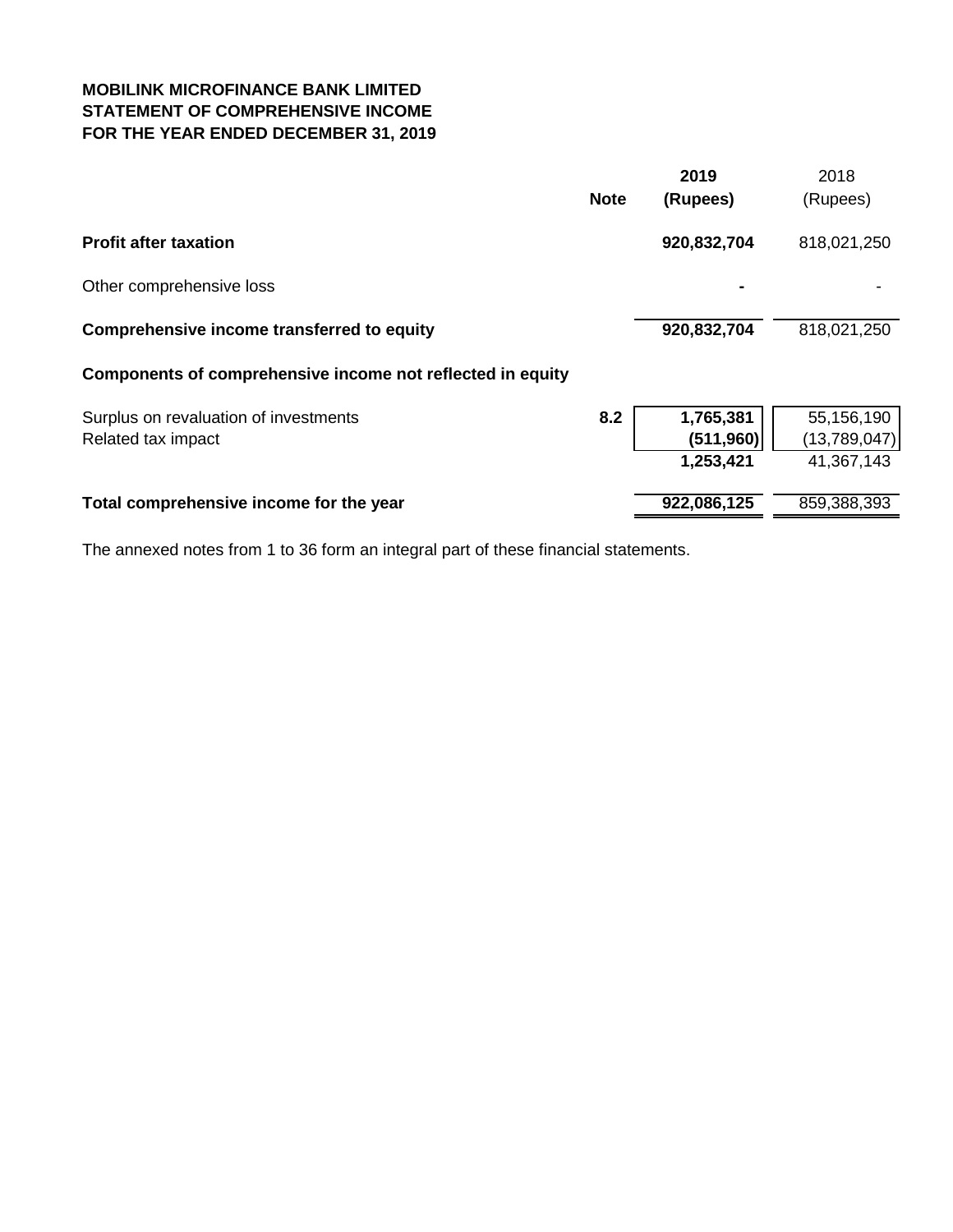**MOBILINK MICROFINANCE BANK LIMITED**
**STATEMENT OF COMPREHENSIVE INCOME**
**FOR THE YEAR ENDED DECEMBER 31, 2019**

| | Note | 2019 (Rupees) | 2018 (Rupees) |
|---|---|---|---|
| **Profit after taxation** | | **920,832,704** | 818,021,250 |
| Other comprehensive loss | | **-** | - |
| **Comprehensive income transferred to equity** | | **920,832,704** | 818,021,250 |
| **Components of comprehensive income not reflected in equity** | | | |
| Surplus on revaluation of investments | **8.2** | **1,765,381** | 55,156,190 |
| Related tax impact | | **(511,960)** | (13,789,047) |
| | | **1,253,421** | 41,367,143 |
| **Total comprehensive income for the year** | | **922,086,125** | 859,388,393 |

The annexed notes from 1 to 36 form an integral part of these financial statements.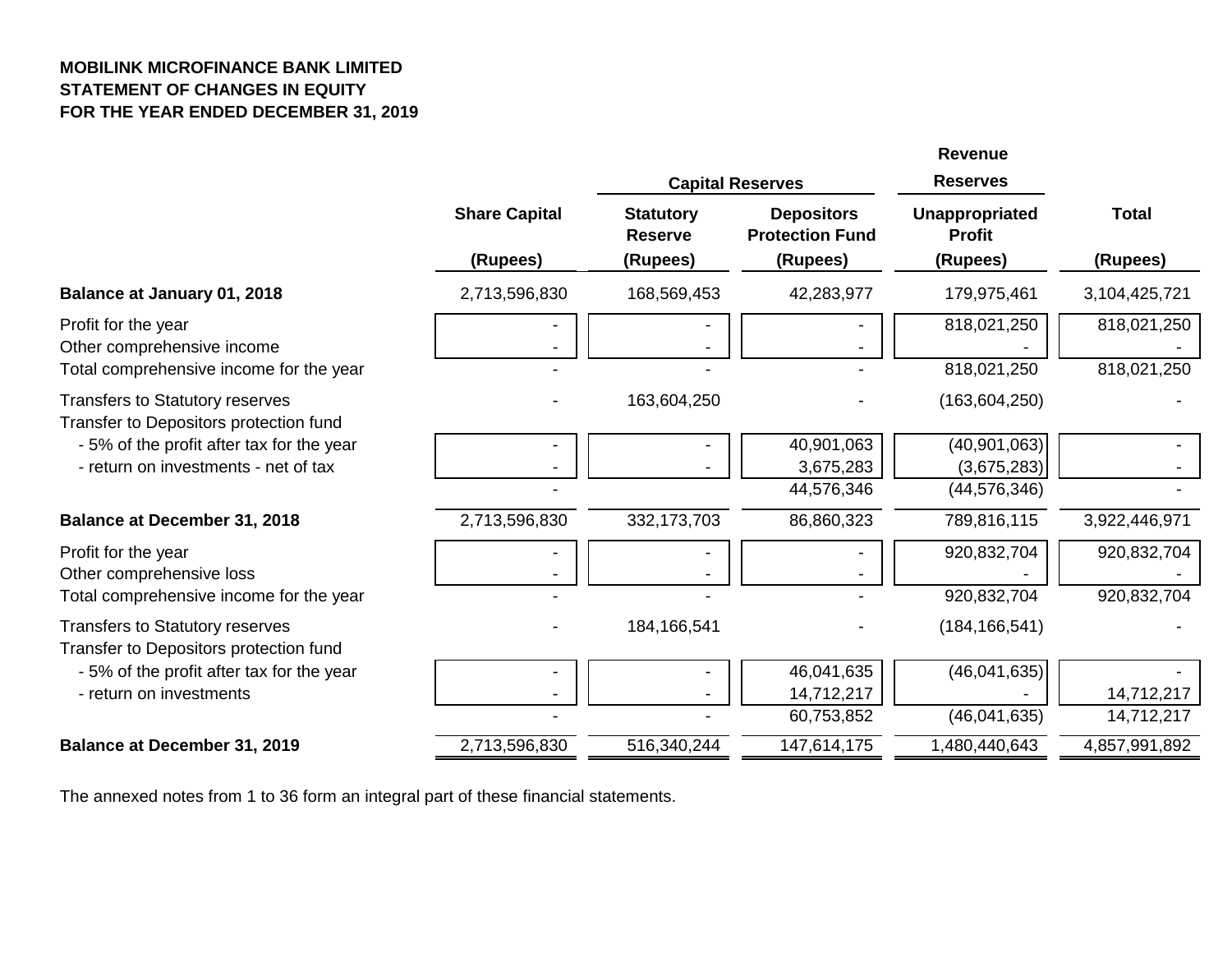**MOBILINK MICROFINANCE BANK LIMITED**
**STATEMENT OF CHANGES IN EQUITY**
**FOR THE YEAR ENDED DECEMBER 31, 2019**

| | | Capital Reserves | | Revenue Reserves | |
|---|---|---|---|---|---|
| | Share Capital | Statutory Reserve | Depositors Protection Fund | Unappropriated Profit | Total |
| | (Rupees) | (Rupees) | (Rupees) | (Rupees) | (Rupees) |
| **Balance at January 01, 2018** | 2,713,596,830 | 168,569,453 | 42,283,977 | 179,975,461 | 3,104,425,721 |
| Profit for the year | - | - | - | 818,021,250 | 818,021,250 |
| Other comprehensive income | - | - | - | - | - |
| Total comprehensive income for the year | - | - | - | 818,021,250 | 818,021,250 |
| Transfers to Statutory reserves | - | 163,604,250 | - | (163,604,250) | - |
| Transfer to Depositors protection fund | | | | | |
| - 5% of the profit after tax for the year | - | - | 40,901,063 | (40,901,063) | - |
| - return on investments - net of tax | - | - | 3,675,283 | (3,675,283) | - |
| | - | | 44,576,346 | (44,576,346) | - |
| **Balance at December 31, 2018** | 2,713,596,830 | 332,173,703 | 86,860,323 | 789,816,115 | 3,922,446,971 |
| Profit for the year | - | - | - | 920,832,704 | 920,832,704 |
| Other comprehensive loss | - | - | - | - | - |
| Total comprehensive income for the year | - | - | - | 920,832,704 | 920,832,704 |
| Transfers to Statutory reserves | - | 184,166,541 | - | (184,166,541) | - |
| Transfer to Depositors protection fund | | | | | |
| - 5% of the profit after tax for the year | - | - | 46,041,635 | (46,041,635) | - |
| - return on investments | - | - | 14,712,217 | - | 14,712,217 |
| | - | - | 60,753,852 | (46,041,635) | 14,712,217 |
| **Balance at December 31, 2019** | 2,713,596,830 | 516,340,244 | 147,614,175 | 1,480,440,643 | 4,857,991,892 |

The annexed notes from 1 to 36 form an integral part of these financial statements.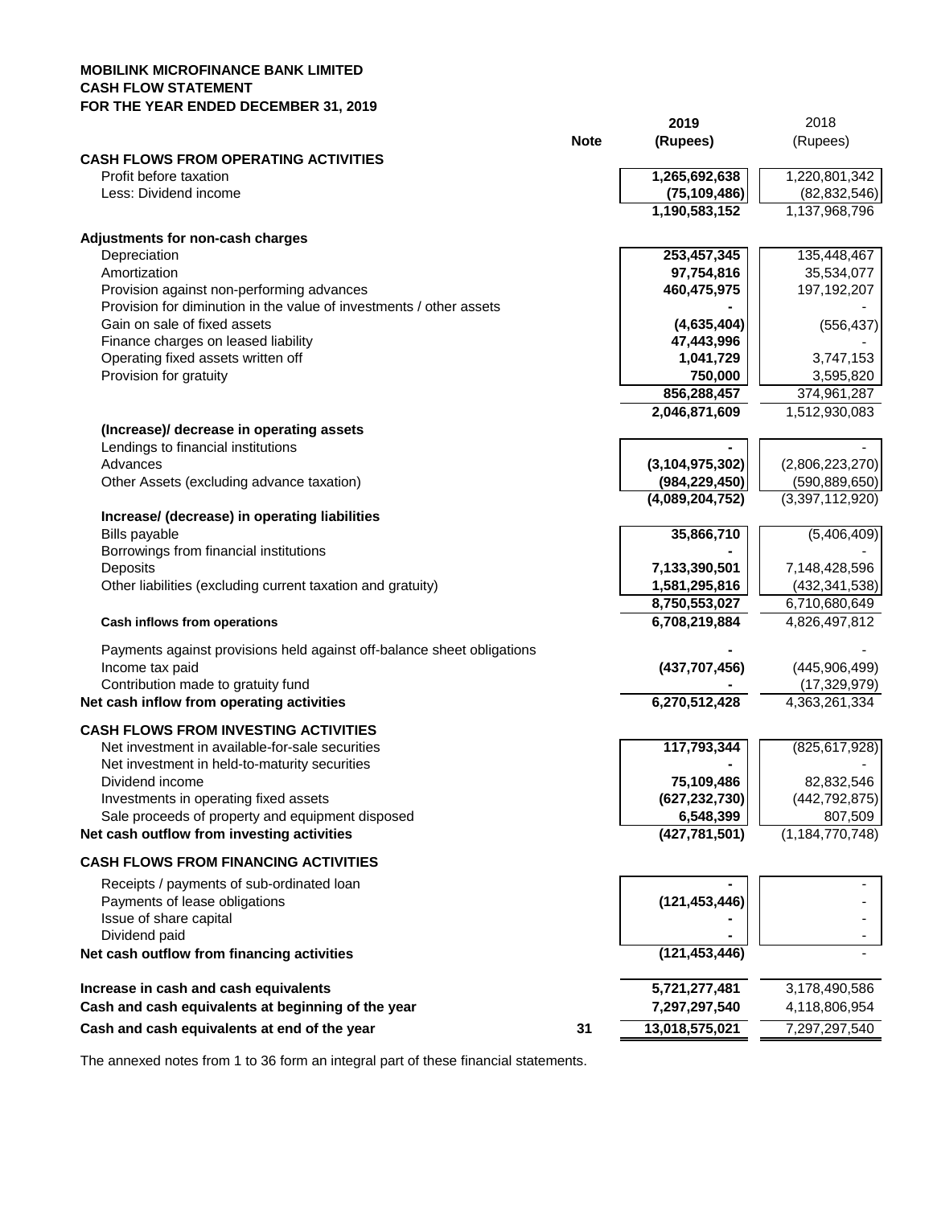**MOBILINK MICROFINANCE BANK LIMITED**
**CASH FLOW STATEMENT**
**FOR THE YEAR ENDED DECEMBER 31, 2019**

| | Note | 2019 (Rupees) | 2018 (Rupees) |
|---|---|---|---|
| **CASH FLOWS FROM OPERATING ACTIVITIES** | | | |
| Profit before taxation | | 1,265,692,638 | 1,220,801,342 |
| Less: Dividend income | | (75,109,486) | (82,832,546) |
| | | 1,190,583,152 | 1,137,968,796 |
| **Adjustments for non-cash charges** | | | |
| Depreciation | | 253,457,345 | 135,448,467 |
| Amortization | | 97,754,816 | 35,534,077 |
| Provision against non-performing advances | | 460,475,975 | 197,192,207 |
| Provision for diminution in the value of investments / other assets | | - | - |
| Gain on sale of fixed assets | | (4,635,404) | (556,437) |
| Finance charges on leased liability | | 47,443,996 | - |
| Operating fixed assets written off | | 1,041,729 | 3,747,153 |
| Provision for gratuity | | 750,000 | 3,595,820 |
| | | 856,288,457 | 374,961,287 |
| | | 2,046,871,609 | 1,512,930,083 |
| **(Increase)/ decrease in operating assets** | | | |
| Lendings to financial institutions | | - | - |
| Advances | | (3,104,975,302) | (2,806,223,270) |
| Other Assets (excluding advance taxation) | | (984,229,450) | (590,889,650) |
| | | (4,089,204,752) | (3,397,112,920) |
| **Increase/ (decrease) in operating liabilities** | | | |
| Bills payable | | 35,866,710 | (5,406,409) |
| Borrowings from financial institutions | | - | - |
| Deposits | | 7,133,390,501 | 7,148,428,596 |
| Other liabilities (excluding current taxation and gratuity) | | 1,581,295,816 | (432,341,538) |
| | | 8,750,553,027 | 6,710,680,649 |
| **Cash inflows from operations** | | 6,708,219,884 | 4,826,497,812 |
| Payments against provisions held against off-balance sheet obligations | | - | - |
| Income tax paid | | (437,707,456) | (445,906,499) |
| Contribution made to gratuity fund | | - | (17,329,979) |
| **Net cash inflow from operating activities** | | 6,270,512,428 | 4,363,261,334 |
| **CASH FLOWS FROM INVESTING ACTIVITIES** | | | |
| Net investment in available-for-sale securities | | 117,793,344 | (825,617,928) |
| Net investment in held-to-maturity securities | | - | - |
| Dividend income | | 75,109,486 | 82,832,546 |
| Investments in operating fixed assets | | (627,232,730) | (442,792,875) |
| Sale proceeds of property and equipment disposed | | 6,548,399 | 807,509 |
| **Net cash outflow from investing activities** | | (427,781,501) | (1,184,770,748) |
| **CASH FLOWS FROM FINANCING ACTIVITIES** | | | |
| Receipts / payments of sub-ordinated loan | | - | - |
| Payments of lease obligations | | (121,453,446) | - |
| Issue of share capital | | - | - |
| Dividend paid | | - | - |
| **Net cash outflow from financing activities** | | (121,453,446) | - |
| **Increase in cash and cash equivalents** | | 5,721,277,481 | 3,178,490,586 |
| **Cash and cash equivalents at beginning of the year** | | 7,297,297,540 | 4,118,806,954 |
| **Cash and cash equivalents at end of the year** | 31 | 13,018,575,021 | 7,297,297,540 |

The annexed notes from 1 to 36 form an integral part of these financial statements.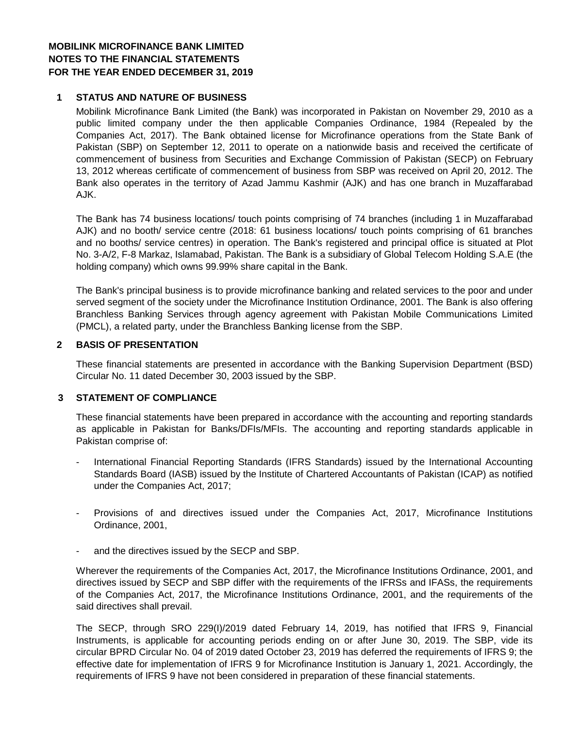**MOBILINK MICROFINANCE BANK LIMITED**
**NOTES TO THE FINANCIAL STATEMENTS**
**FOR THE YEAR ENDED DECEMBER 31, 2019**

## 1 STATUS AND NATURE OF BUSINESS

Mobilink Microfinance Bank Limited (the Bank) was incorporated in Pakistan on November 29, 2010 as a public limited company under the then applicable Companies Ordinance, 1984 (Repealed by the Companies Act, 2017). The Bank obtained license for Microfinance operations from the State Bank of Pakistan (SBP) on September 12, 2011 to operate on a nationwide basis and received the certificate of commencement of business from Securities and Exchange Commission of Pakistan (SECP) on February 13, 2012 whereas certificate of commencement of business from SBP was received on April 20, 2012. The Bank also operates in the territory of Azad Jammu Kashmir (AJK) and has one branch in Muzaffarabad AJK.

The Bank has 74 business locations/ touch points comprising of 74 branches (including 1 in Muzaffarabad AJK) and no booth/ service centre (2018: 61 business locations/ touch points comprising of 61 branches and no booths/ service centres) in operation. The Bank's registered and principal office is situated at Plot No. 3-A/2, F-8 Markaz, Islamabad, Pakistan. The Bank is a subsidiary of Global Telecom Holding S.A.E (the holding company) which owns 99.99% share capital in the Bank.

The Bank's principal business is to provide microfinance banking and related services to the poor and under served segment of the society under the Microfinance Institution Ordinance, 2001. The Bank is also offering Branchless Banking Services through agency agreement with Pakistan Mobile Communications Limited (PMCL), a related party, under the Branchless Banking license from the SBP.

## 2 BASIS OF PRESENTATION

These financial statements are presented in accordance with the Banking Supervision Department (BSD) Circular No. 11 dated December 30, 2003 issued by the SBP.

## 3 STATEMENT OF COMPLIANCE

These financial statements have been prepared in accordance with the accounting and reporting standards as applicable in Pakistan for Banks/DFIs/MFIs. The accounting and reporting standards applicable in Pakistan comprise of:

- International Financial Reporting Standards (IFRS Standards) issued by the International Accounting Standards Board (IASB) issued by the Institute of Chartered Accountants of Pakistan (ICAP) as notified under the Companies Act, 2017;

- Provisions of and directives issued under the Companies Act, 2017, Microfinance Institutions Ordinance, 2001,

- and the directives issued by the SECP and SBP.

Wherever the requirements of the Companies Act, 2017, the Microfinance Institutions Ordinance, 2001, and directives issued by SECP and SBP differ with the requirements of the IFRSs and IFASs, the requirements of the Companies Act, 2017, the Microfinance Institutions Ordinance, 2001, and the requirements of the said directives shall prevail.

The SECP, through SRO 229(I)/2019 dated February 14, 2019, has notified that IFRS 9, Financial Instruments, is applicable for accounting periods ending on or after June 30, 2019. The SBP, vide its circular BPRD Circular No. 04 of 2019 dated October 23, 2019 has deferred the requirements of IFRS 9; the effective date for implementation of IFRS 9 for Microfinance Institution is January 1, 2021. Accordingly, the requirements of IFRS 9 have not been considered in preparation of these financial statements.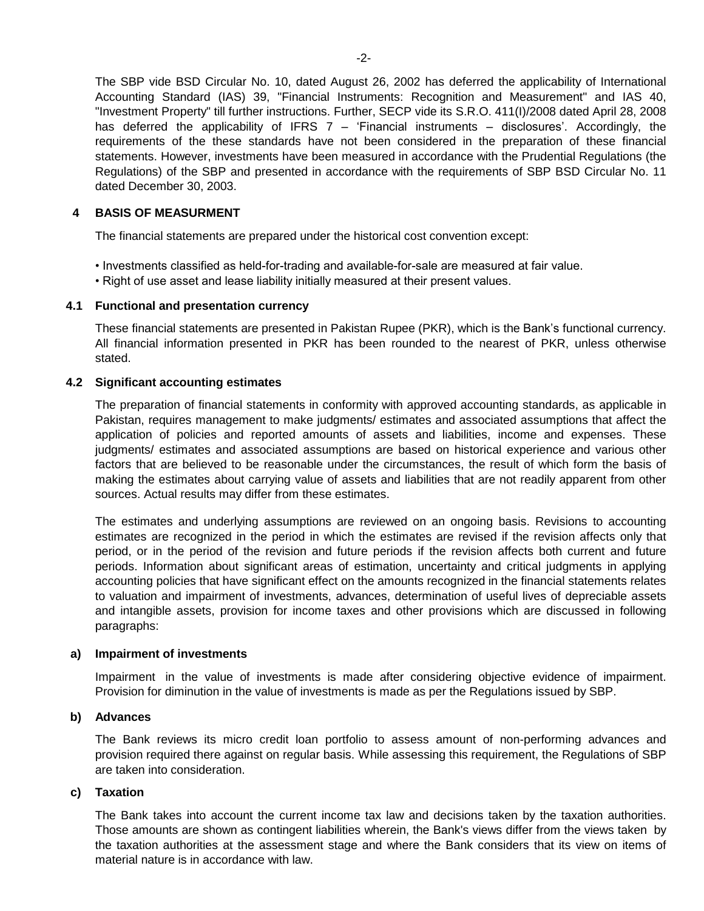The SBP vide BSD Circular No. 10, dated August 26, 2002 has deferred the applicability of International Accounting Standard (IAS) 39, "Financial Instruments: Recognition and Measurement" and IAS 40, "Investment Property" till further instructions. Further, SECP vide its S.R.O. 411(I)/2008 dated April 28, 2008 has deferred the applicability of IFRS 7 – 'Financial instruments – disclosures'. Accordingly, the requirements of the these standards have not been considered in the preparation of these financial statements. However, investments have been measured in accordance with the Prudential Regulations (the Regulations) of the SBP and presented in accordance with the requirements of SBP BSD Circular No. 11 dated December 30, 2003.

## 4 BASIS OF MEASURMENT

The financial statements are prepared under the historical cost convention except:

• Investments classified as held-for-trading and available-for-sale are measured at fair value.
• Right of use asset and lease liability initially measured at their present values.

### 4.1 Functional and presentation currency

These financial statements are presented in Pakistan Rupee (PKR), which is the Bank's functional currency. All financial information presented in PKR has been rounded to the nearest of PKR, unless otherwise stated.

### 4.2 Significant accounting estimates

The preparation of financial statements in conformity with approved accounting standards, as applicable in Pakistan, requires management to make judgments/ estimates and associated assumptions that affect the application of policies and reported amounts of assets and liabilities, income and expenses. These judgments/ estimates and associated assumptions are based on historical experience and various other factors that are believed to be reasonable under the circumstances, the result of which form the basis of making the estimates about carrying value of assets and liabilities that are not readily apparent from other sources. Actual results may differ from these estimates.

The estimates and underlying assumptions are reviewed on an ongoing basis. Revisions to accounting estimates are recognized in the period in which the estimates are revised if the revision affects only that period, or in the period of the revision and future periods if the revision affects both current and future periods. Information about significant areas of estimation, uncertainty and critical judgments in applying accounting policies that have significant effect on the amounts recognized in the financial statements relates to valuation and impairment of investments, advances, determination of useful lives of depreciable assets and intangible assets, provision for income taxes and other provisions which are discussed in following paragraphs:

#### a) Impairment of investments

Impairment in the value of investments is made after considering objective evidence of impairment. Provision for diminution in the value of investments is made as per the Regulations issued by SBP.

#### b) Advances

The Bank reviews its micro credit loan portfolio to assess amount of non-performing advances and provision required there against on regular basis. While assessing this requirement, the Regulations of SBP are taken into consideration.

#### c) Taxation

The Bank takes into account the current income tax law and decisions taken by the taxation authorities. Those amounts are shown as contingent liabilities wherein, the Bank's views differ from the views taken by the taxation authorities at the assessment stage and where the Bank considers that its view on items of material nature is in accordance with law.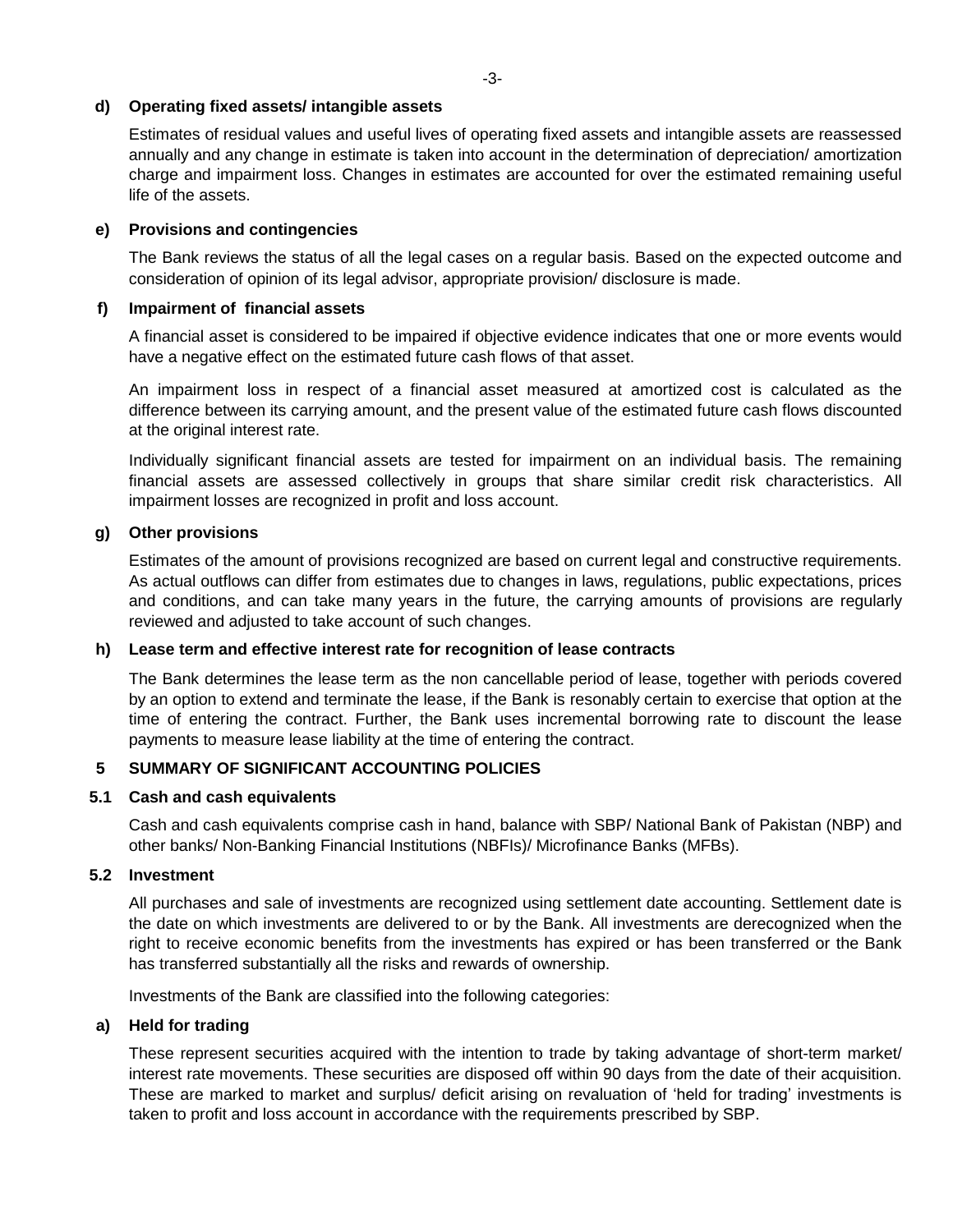**d) Operating fixed assets/ intangible assets**

Estimates of residual values and useful lives of operating fixed assets and intangible assets are reassessed annually and any change in estimate is taken into account in the determination of depreciation/ amortization charge and impairment loss. Changes in estimates are accounted for over the estimated remaining useful life of the assets.

**e) Provisions and contingencies**

The Bank reviews the status of all the legal cases on a regular basis. Based on the expected outcome and consideration of opinion of its legal advisor, appropriate provision/ disclosure is made.

**f) Impairment of financial assets**

A financial asset is considered to be impaired if objective evidence indicates that one or more events would have a negative effect on the estimated future cash flows of that asset.

An impairment loss in respect of a financial asset measured at amortized cost is calculated as the difference between its carrying amount, and the present value of the estimated future cash flows discounted at the original interest rate.

Individually significant financial assets are tested for impairment on an individual basis. The remaining financial assets are assessed collectively in groups that share similar credit risk characteristics. All impairment losses are recognized in profit and loss account.

**g) Other provisions**

Estimates of the amount of provisions recognized are based on current legal and constructive requirements. As actual outflows can differ from estimates due to changes in laws, regulations, public expectations, prices and conditions, and can take many years in the future, the carrying amounts of provisions are regularly reviewed and adjusted to take account of such changes.

**h) Lease term and effective interest rate for recognition of lease contracts**

The Bank determines the lease term as the non cancellable period of lease, together with periods covered by an option to extend and terminate the lease, if the Bank is resonably certain to exercise that option at the time of entering the contract. Further, the Bank uses incremental borrowing rate to discount the lease payments to measure lease liability at the time of entering the contract.

## 5 SUMMARY OF SIGNIFICANT ACCOUNTING POLICIES

### 5.1 Cash and cash equivalents

Cash and cash equivalents comprise cash in hand, balance with SBP/ National Bank of Pakistan (NBP) and other banks/ Non-Banking Financial Institutions (NBFIs)/ Microfinance Banks (MFBs).

### 5.2 Investment

All purchases and sale of investments are recognized using settlement date accounting. Settlement date is the date on which investments are delivered to or by the Bank. All investments are derecognized when the right to receive economic benefits from the investments has expired or has been transferred or the Bank has transferred substantially all the risks and rewards of ownership.

Investments of the Bank are classified into the following categories:

**a) Held for trading**

These represent securities acquired with the intention to trade by taking advantage of short-term market/ interest rate movements. These securities are disposed off within 90 days from the date of their acquisition. These are marked to market and surplus/ deficit arising on revaluation of 'held for trading' investments is taken to profit and loss account in accordance with the requirements prescribed by SBP.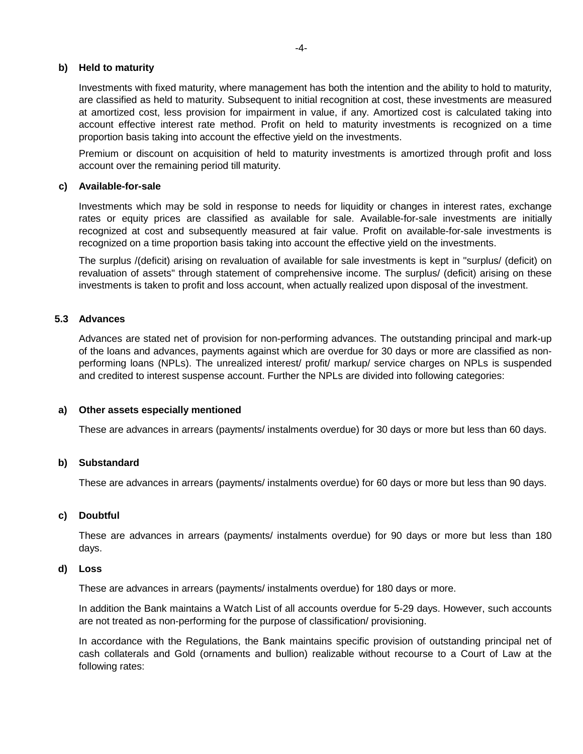**b) Held to maturity**

Investments with fixed maturity, where management has both the intention and the ability to hold to maturity, are classified as held to maturity. Subsequent to initial recognition at cost, these investments are measured at amortized cost, less provision for impairment in value, if any. Amortized cost is calculated taking into account effective interest rate method. Profit on held to maturity investments is recognized on a time proportion basis taking into account the effective yield on the investments.

Premium or discount on acquisition of held to maturity investments is amortized through profit and loss account over the remaining period till maturity.

**c) Available-for-sale**

Investments which may be sold in response to needs for liquidity or changes in interest rates, exchange rates or equity prices are classified as available for sale. Available-for-sale investments are initially recognized at cost and subsequently measured at fair value. Profit on available-for-sale investments is recognized on a time proportion basis taking into account the effective yield on the investments.

The surplus /(deficit) arising on revaluation of available for sale investments is kept in "surplus/ (deficit) on revaluation of assets" through statement of comprehensive income. The surplus/ (deficit) arising on these investments is taken to profit and loss account, when actually realized upon disposal of the investment.

## 5.3 Advances

Advances are stated net of provision for non-performing advances. The outstanding principal and mark-up of the loans and advances, payments against which are overdue for 30 days or more are classified as non-performing loans (NPLs). The unrealized interest/ profit/ markup/ service charges on NPLs is suspended and credited to interest suspense account. Further the NPLs are divided into following categories:

**a) Other assets especially mentioned**

These are advances in arrears (payments/ instalments overdue) for 30 days or more but less than 60 days.

**b) Substandard**

These are advances in arrears (payments/ instalments overdue) for 60 days or more but less than 90 days.

**c) Doubtful**

These are advances in arrears (payments/ instalments overdue) for 90 days or more but less than 180 days.

**d) Loss**

These are advances in arrears (payments/ instalments overdue) for 180 days or more.

In addition the Bank maintains a Watch List of all accounts overdue for 5-29 days. However, such accounts are not treated as non-performing for the purpose of classification/ provisioning.

In accordance with the Regulations, the Bank maintains specific provision of outstanding principal net of cash collaterals and Gold (ornaments and bullion) realizable without recourse to a Court of Law at the following rates: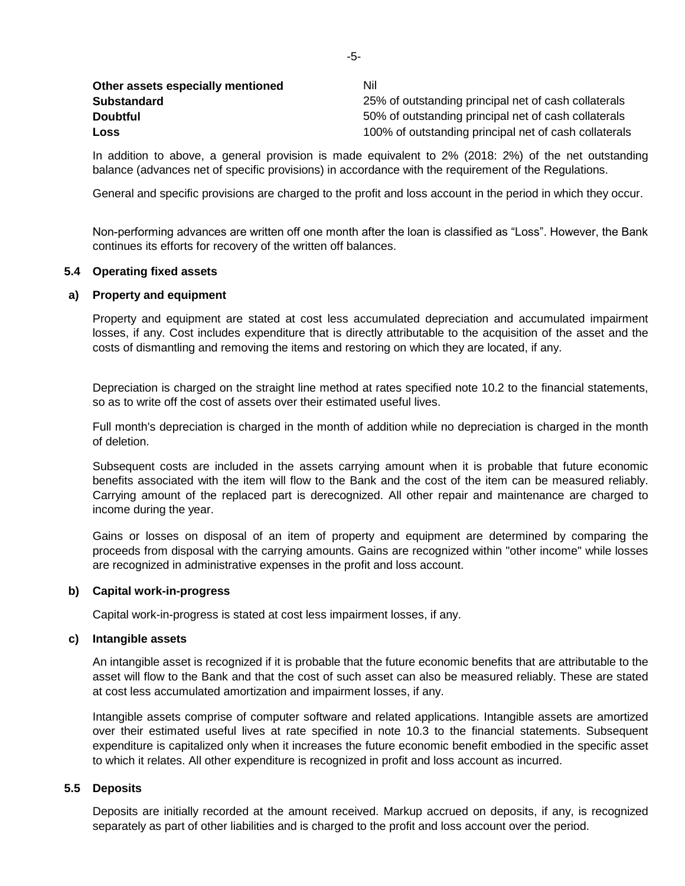| | |
|---|---|
| **Other assets especially mentioned** | Nil |
| **Substandard** | 25% of outstanding principal net of cash collaterals |
| **Doubtful** | 50% of outstanding principal net of cash collaterals |
| **Loss** | 100% of outstanding principal net of cash collaterals |

In addition to above, a general provision is made equivalent to 2% (2018: 2%) of the net outstanding balance (advances net of specific provisions) in accordance with the requirement of the Regulations.

General and specific provisions are charged to the profit and loss account in the period in which they occur.

Non-performing advances are written off one month after the loan is classified as "Loss". However, the Bank continues its efforts for recovery of the written off balances.

### 5.4 Operating fixed assets

#### a) Property and equipment

Property and equipment are stated at cost less accumulated depreciation and accumulated impairment losses, if any. Cost includes expenditure that is directly attributable to the acquisition of the asset and the costs of dismantling and removing the items and restoring on which they are located, if any.

Depreciation is charged on the straight line method at rates specified note 10.2 to the financial statements, so as to write off the cost of assets over their estimated useful lives.

Full month's depreciation is charged in the month of addition while no depreciation is charged in the month of deletion.

Subsequent costs are included in the assets carrying amount when it is probable that future economic benefits associated with the item will flow to the Bank and the cost of the item can be measured reliably. Carrying amount of the replaced part is derecognized. All other repair and maintenance are charged to income during the year.

Gains or losses on disposal of an item of property and equipment are determined by comparing the proceeds from disposal with the carrying amounts. Gains are recognized within "other income" while losses are recognized in administrative expenses in the profit and loss account.

#### b) Capital work-in-progress

Capital work-in-progress is stated at cost less impairment losses, if any.

#### c) Intangible assets

An intangible asset is recognized if it is probable that the future economic benefits that are attributable to the asset will flow to the Bank and that the cost of such asset can also be measured reliably. These are stated at cost less accumulated amortization and impairment losses, if any.

Intangible assets comprise of computer software and related applications. Intangible assets are amortized over their estimated useful lives at rate specified in note 10.3 to the financial statements. Subsequent expenditure is capitalized only when it increases the future economic benefit embodied in the specific asset to which it relates. All other expenditure is recognized in profit and loss account as incurred.

### 5.5 Deposits

Deposits are initially recorded at the amount received. Markup accrued on deposits, if any, is recognized separately as part of other liabilities and is charged to the profit and loss account over the period.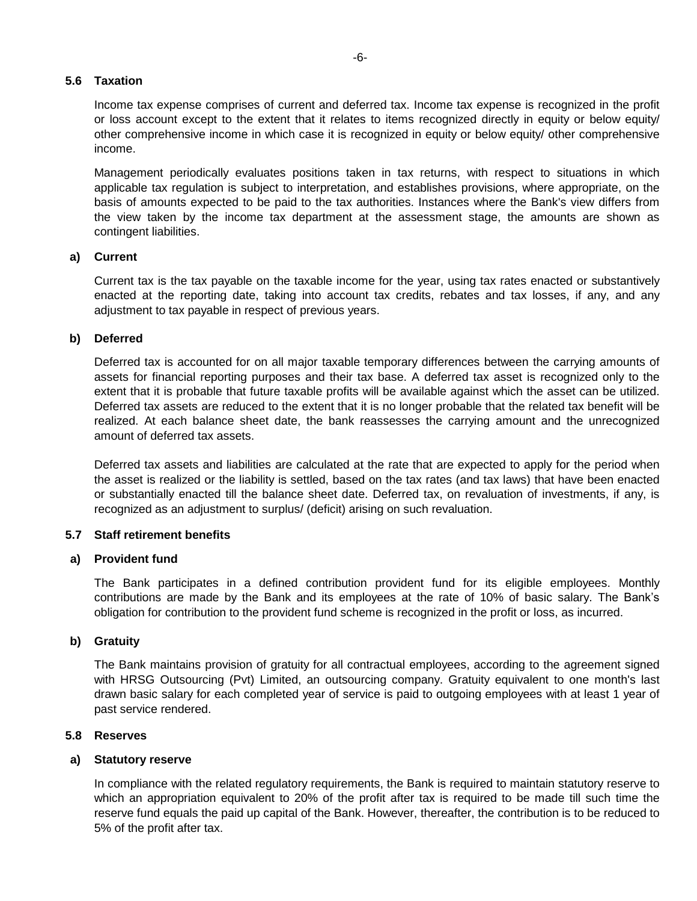### 5.6 Taxation

Income tax expense comprises of current and deferred tax. Income tax expense is recognized in the profit or loss account except to the extent that it relates to items recognized directly in equity or below equity/ other comprehensive income in which case it is recognized in equity or below equity/ other comprehensive income.

Management periodically evaluates positions taken in tax returns, with respect to situations in which applicable tax regulation is subject to interpretation, and establishes provisions, where appropriate, on the basis of amounts expected to be paid to the tax authorities. Instances where the Bank's view differs from the view taken by the income tax department at the assessment stage, the amounts are shown as contingent liabilities.

#### a) Current

Current tax is the tax payable on the taxable income for the year, using tax rates enacted or substantively enacted at the reporting date, taking into account tax credits, rebates and tax losses, if any, and any adjustment to tax payable in respect of previous years.

#### b) Deferred

Deferred tax is accounted for on all major taxable temporary differences between the carrying amounts of assets for financial reporting purposes and their tax base. A deferred tax asset is recognized only to the extent that it is probable that future taxable profits will be available against which the asset can be utilized. Deferred tax assets are reduced to the extent that it is no longer probable that the related tax benefit will be realized. At each balance sheet date, the bank reassesses the carrying amount and the unrecognized amount of deferred tax assets.

Deferred tax assets and liabilities are calculated at the rate that are expected to apply for the period when the asset is realized or the liability is settled, based on the tax rates (and tax laws) that have been enacted or substantially enacted till the balance sheet date. Deferred tax, on revaluation of investments, if any, is recognized as an adjustment to surplus/ (deficit) arising on such revaluation.

### 5.7 Staff retirement benefits

#### a) Provident fund

The Bank participates in a defined contribution provident fund for its eligible employees. Monthly contributions are made by the Bank and its employees at the rate of 10% of basic salary. The Bank's obligation for contribution to the provident fund scheme is recognized in the profit or loss, as incurred.

#### b) Gratuity

The Bank maintains provision of gratuity for all contractual employees, according to the agreement signed with HRSG Outsourcing (Pvt) Limited, an outsourcing company. Gratuity equivalent to one month's last drawn basic salary for each completed year of service is paid to outgoing employees with at least 1 year of past service rendered.

### 5.8 Reserves

#### a) Statutory reserve

In compliance with the related regulatory requirements, the Bank is required to maintain statutory reserve to which an appropriation equivalent to 20% of the profit after tax is required to be made till such time the reserve fund equals the paid up capital of the Bank. However, thereafter, the contribution is to be reduced to 5% of the profit after tax.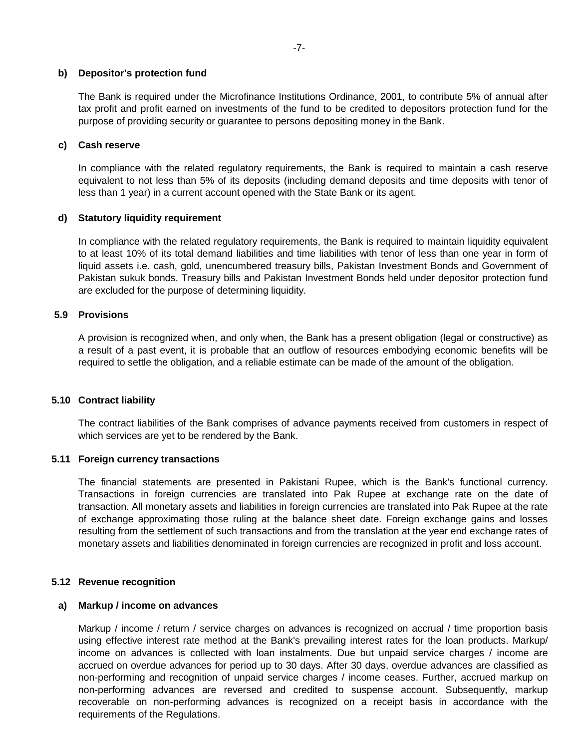**b) Depositor's protection fund**

The Bank is required under the Microfinance Institutions Ordinance, 2001, to contribute 5% of annual after tax profit and profit earned on investments of the fund to be credited to depositors protection fund for the purpose of providing security or guarantee to persons depositing money in the Bank.

**c) Cash reserve**

In compliance with the related regulatory requirements, the Bank is required to maintain a cash reserve equivalent to not less than 5% of its deposits (including demand deposits and time deposits with tenor of less than 1 year) in a current account opened with the State Bank or its agent.

**d) Statutory liquidity requirement**

In compliance with the related regulatory requirements, the Bank is required to maintain liquidity equivalent to at least 10% of its total demand liabilities and time liabilities with tenor of less than one year in form of liquid assets i.e. cash, gold, unencumbered treasury bills, Pakistan Investment Bonds and Government of Pakistan sukuk bonds. Treasury bills and Pakistan Investment Bonds held under depositor protection fund are excluded for the purpose of determining liquidity.

## 5.9 Provisions

A provision is recognized when, and only when, the Bank has a present obligation (legal or constructive) as a result of a past event, it is probable that an outflow of resources embodying economic benefits will be required to settle the obligation, and a reliable estimate can be made of the amount of the obligation.

## 5.10 Contract liability

The contract liabilities of the Bank comprises of advance payments received from customers in respect of which services are yet to be rendered by the Bank.

## 5.11 Foreign currency transactions

The financial statements are presented in Pakistani Rupee, which is the Bank's functional currency. Transactions in foreign currencies are translated into Pak Rupee at exchange rate on the date of transaction. All monetary assets and liabilities in foreign currencies are translated into Pak Rupee at the rate of exchange approximating those ruling at the balance sheet date. Foreign exchange gains and losses resulting from the settlement of such transactions and from the translation at the year end exchange rates of monetary assets and liabilities denominated in foreign currencies are recognized in profit and loss account.

## 5.12 Revenue recognition

**a) Markup / income on advances**

Markup / income / return / service charges on advances is recognized on accrual / time proportion basis using effective interest rate method at the Bank's prevailing interest rates for the loan products. Markup/ income on advances is collected with loan instalments. Due but unpaid service charges / income are accrued on overdue advances for period up to 30 days. After 30 days, overdue advances are classified as non-performing and recognition of unpaid service charges / income ceases. Further, accrued markup on non-performing advances are reversed and credited to suspense account. Subsequently, markup recoverable on non-performing advances is recognized on a receipt basis in accordance with the requirements of the Regulations.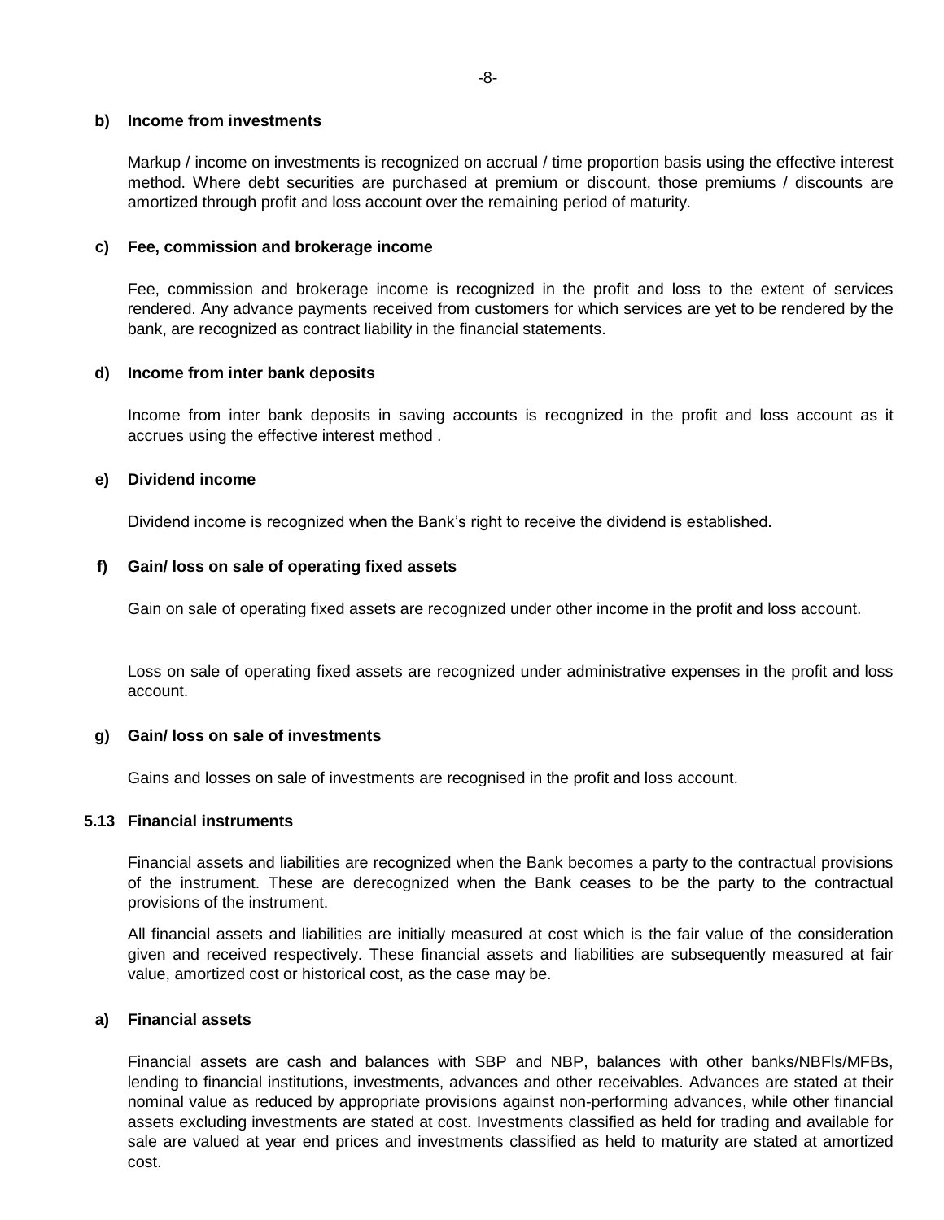#### b) Income from investments

Markup / income on investments is recognized on accrual / time proportion basis using the effective interest method. Where debt securities are purchased at premium or discount, those premiums / discounts are amortized through profit and loss account over the remaining period of maturity.

#### c) Fee, commission and brokerage income

Fee, commission and brokerage income is recognized in the profit and loss to the extent of services rendered. Any advance payments received from customers for which services are yet to be rendered by the bank, are recognized as contract liability in the financial statements.

#### d) Income from inter bank deposits

Income from inter bank deposits in saving accounts is recognized in the profit and loss account as it accrues using the effective interest method .

#### e) Dividend income

Dividend income is recognized when the Bank's right to receive the dividend is established.

#### f) Gain/ loss on sale of operating fixed assets

Gain on sale of operating fixed assets are recognized under other income in the profit and loss account.

Loss on sale of operating fixed assets are recognized under administrative expenses in the profit and loss account.

#### g) Gain/ loss on sale of investments

Gains and losses on sale of investments are recognised in the profit and loss account.

### 5.13 Financial instruments

Financial assets and liabilities are recognized when the Bank becomes a party to the contractual provisions of the instrument. These are derecognized when the Bank ceases to be the party to the contractual provisions of the instrument.

All financial assets and liabilities are initially measured at cost which is the fair value of the consideration given and received respectively. These financial assets and liabilities are subsequently measured at fair value, amortized cost or historical cost, as the case may be.

#### a) Financial assets

Financial assets are cash and balances with SBP and NBP, balances with other banks/NBFls/MFBs, lending to financial institutions, investments, advances and other receivables. Advances are stated at their nominal value as reduced by appropriate provisions against non-performing advances, while other financial assets excluding investments are stated at cost. Investments classified as held for trading and available for sale are valued at year end prices and investments classified as held to maturity are stated at amortized cost.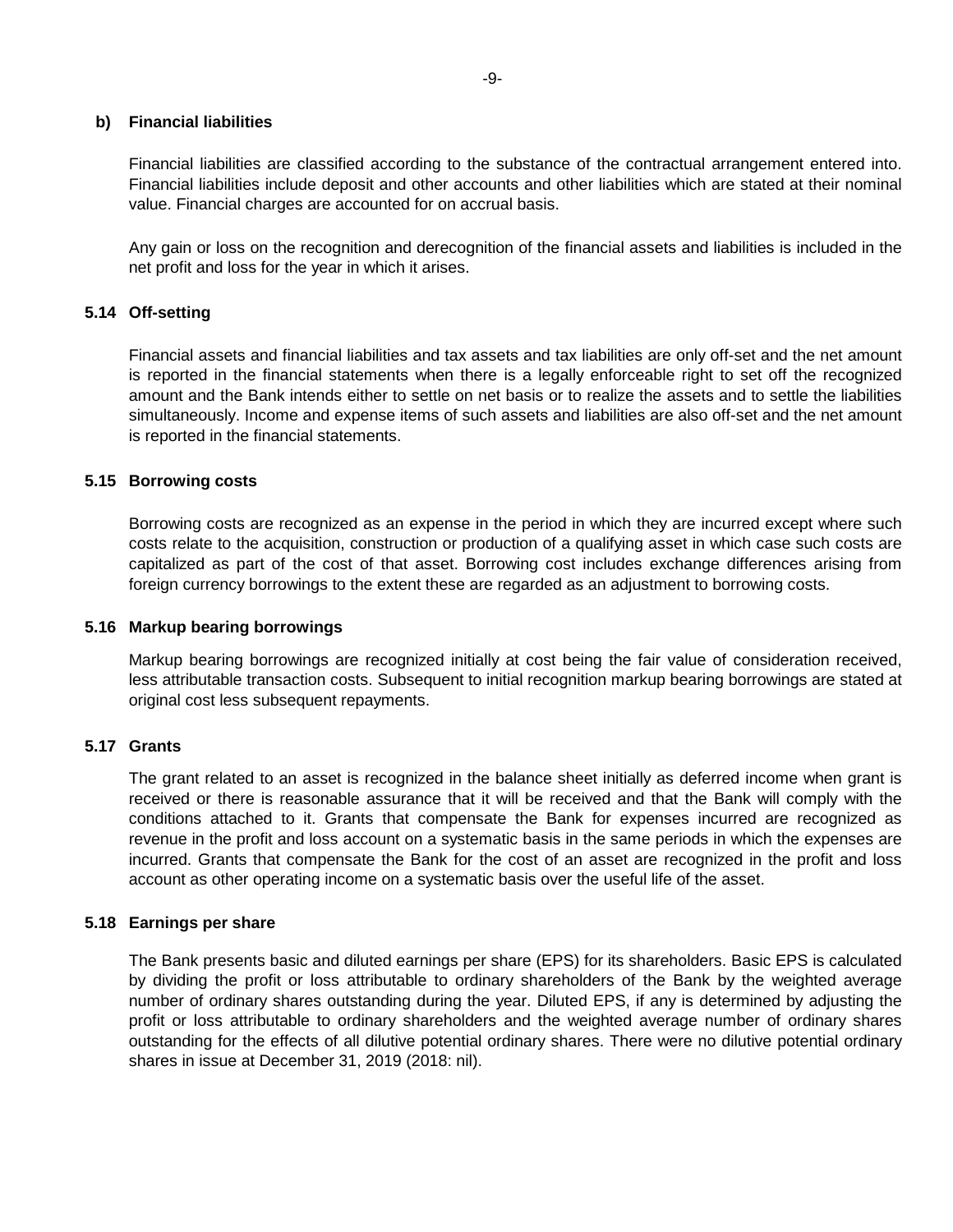#### b) Financial liabilities

Financial liabilities are classified according to the substance of the contractual arrangement entered into. Financial liabilities include deposit and other accounts and other liabilities which are stated at their nominal value. Financial charges are accounted for on accrual basis.

Any gain or loss on the recognition and derecognition of the financial assets and liabilities is included in the net profit and loss for the year in which it arises.

### 5.14 Off-setting

Financial assets and financial liabilities and tax assets and tax liabilities are only off-set and the net amount is reported in the financial statements when there is a legally enforceable right to set off the recognized amount and the Bank intends either to settle on net basis or to realize the assets and to settle the liabilities simultaneously. Income and expense items of such assets and liabilities are also off-set and the net amount is reported in the financial statements.

### 5.15 Borrowing costs

Borrowing costs are recognized as an expense in the period in which they are incurred except where such costs relate to the acquisition, construction or production of a qualifying asset in which case such costs are capitalized as part of the cost of that asset. Borrowing cost includes exchange differences arising from foreign currency borrowings to the extent these are regarded as an adjustment to borrowing costs.

### 5.16 Markup bearing borrowings

Markup bearing borrowings are recognized initially at cost being the fair value of consideration received, less attributable transaction costs. Subsequent to initial recognition markup bearing borrowings are stated at original cost less subsequent repayments.

### 5.17 Grants

The grant related to an asset is recognized in the balance sheet initially as deferred income when grant is received or there is reasonable assurance that it will be received and that the Bank will comply with the conditions attached to it. Grants that compensate the Bank for expenses incurred are recognized as revenue in the profit and loss account on a systematic basis in the same periods in which the expenses are incurred. Grants that compensate the Bank for the cost of an asset are recognized in the profit and loss account as other operating income on a systematic basis over the useful life of the asset.

### 5.18 Earnings per share

The Bank presents basic and diluted earnings per share (EPS) for its shareholders. Basic EPS is calculated by dividing the profit or loss attributable to ordinary shareholders of the Bank by the weighted average number of ordinary shares outstanding during the year. Diluted EPS, if any is determined by adjusting the profit or loss attributable to ordinary shareholders and the weighted average number of ordinary shares outstanding for the effects of all dilutive potential ordinary shares. There were no dilutive potential ordinary shares in issue at December 31, 2019 (2018: nil).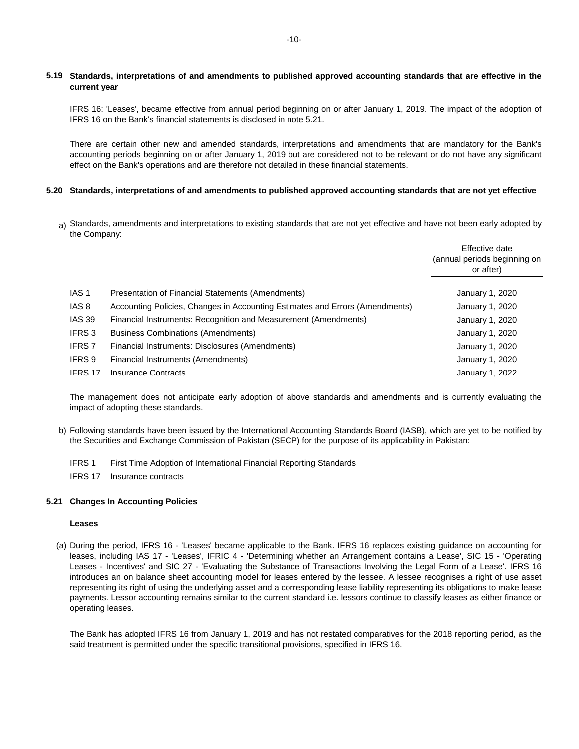## 5.19 Standards, interpretations of and amendments to published approved accounting standards that are effective in the current year

IFRS 16: 'Leases', became effective from annual period beginning on or after January 1, 2019. The impact of the adoption of IFRS 16 on the Bank's financial statements is disclosed in note 5.21.

There are certain other new and amended standards, interpretations and amendments that are mandatory for the Bank's accounting periods beginning on or after January 1, 2019 but are considered not to be relevant or do not have any significant effect on the Bank's operations and are therefore not detailed in these financial statements.

## 5.20 Standards, interpretations of and amendments to published approved accounting standards that are not yet effective

a) Standards, amendments and interpretations to existing standards that are not yet effective and have not been early adopted by the Company:

| | | Effective date (annual periods beginning on or after) |
|---|---|---|
| IAS 1 | Presentation of Financial Statements (Amendments) | January 1, 2020 |
| IAS 8 | Accounting Policies, Changes in Accounting Estimates and Errors (Amendments) | January 1, 2020 |
| IAS 39 | Financial Instruments: Recognition and Measurement (Amendments) | January 1, 2020 |
| IFRS 3 | Business Combinations (Amendments) | January 1, 2020 |
| IFRS 7 | Financial Instruments: Disclosures (Amendments) | January 1, 2020 |
| IFRS 9 | Financial Instruments (Amendments) | January 1, 2020 |
| IFRS 17 | Insurance Contracts | January 1, 2022 |

The management does not anticipate early adoption of above standards and amendments and is currently evaluating the impact of adopting these standards.

b) Following standards have been issued by the International Accounting Standards Board (IASB), which are yet to be notified by the Securities and Exchange Commission of Pakistan (SECP) for the purpose of its applicability in Pakistan:

IFRS 1 First Time Adoption of International Financial Reporting Standards

IFRS 17 Insurance contracts

## 5.21 Changes In Accounting Policies

**Leases**

(a) During the period, IFRS 16 - 'Leases' became applicable to the Bank. IFRS 16 replaces existing guidance on accounting for leases, including IAS 17 - 'Leases', IFRIC 4 - 'Determining whether an Arrangement contains a Lease', SIC 15 - 'Operating Leases - Incentives' and SIC 27 - 'Evaluating the Substance of Transactions Involving the Legal Form of a Lease'. IFRS 16 introduces an on balance sheet accounting model for leases entered by the lessee. A lessee recognises a right of use asset representing its right of using the underlying asset and a corresponding lease liability representing its obligations to make lease payments. Lessor accounting remains similar to the current standard i.e. lessors continue to classify leases as either finance or operating leases.

The Bank has adopted IFRS 16 from January 1, 2019 and has not restated comparatives for the 2018 reporting period, as the said treatment is permitted under the specific transitional provisions, specified in IFRS 16.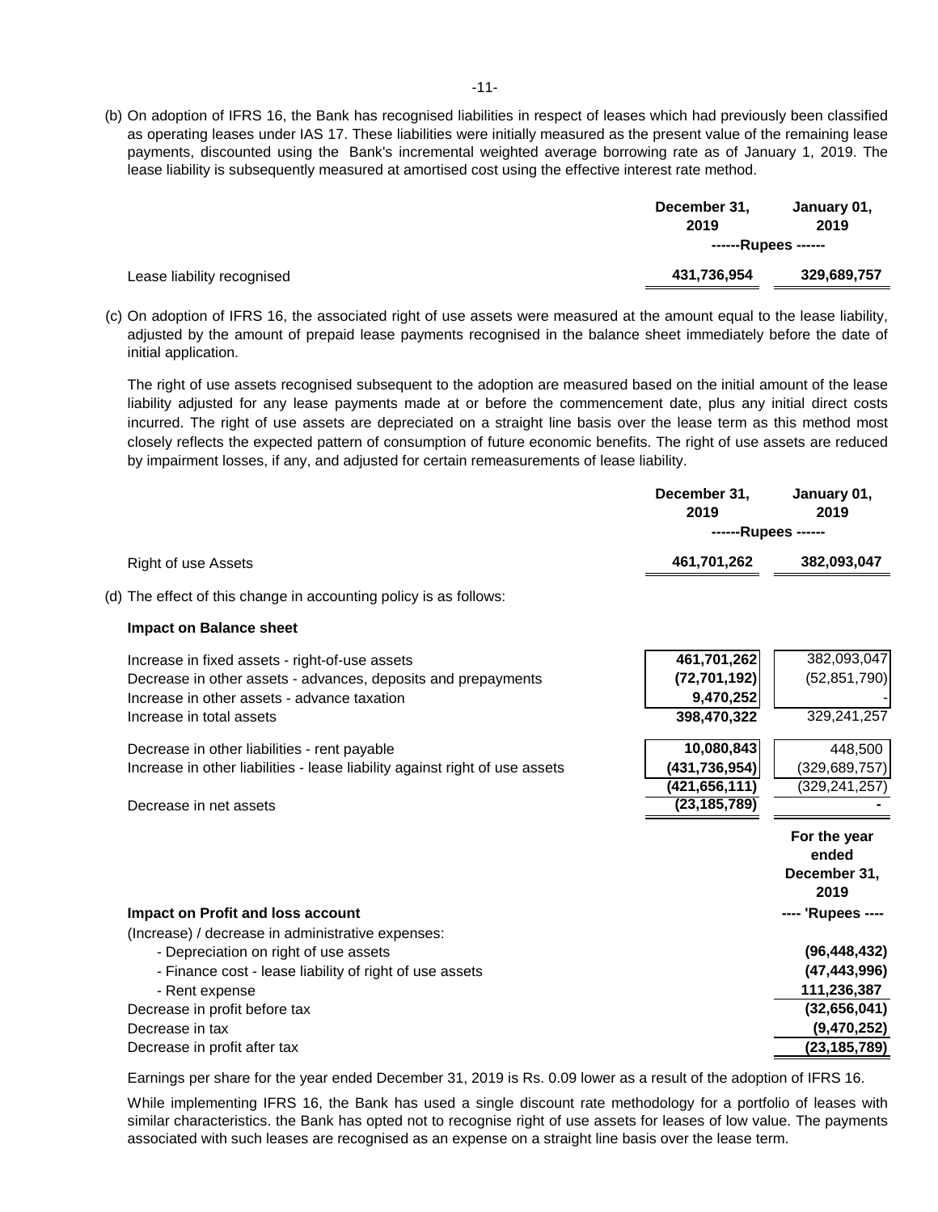(b) On adoption of IFRS 16, the Bank has recognised liabilities in respect of leases which had previously been classified as operating leases under IAS 17. These liabilities were initially measured as the present value of the remaining lease payments, discounted using the Bank's incremental weighted average borrowing rate as of January 1, 2019. The lease liability is subsequently measured at amortised cost using the effective interest rate method.

| | December 31, 2019 | January 01, 2019 |
|---|---|---|
| | ------Rupees ------ | |
| Lease liability recognised | **431,736,954** | **329,689,757** |

(c) On adoption of IFRS 16, the associated right of use assets were measured at the amount equal to the lease liability, adjusted by the amount of prepaid lease payments recognised in the balance sheet immediately before the date of initial application.

The right of use assets recognised subsequent to the adoption are measured based on the initial amount of the lease liability adjusted for any lease payments made at or before the commencement date, plus any initial direct costs incurred. The right of use assets are depreciated on a straight line basis over the lease term as this method most closely reflects the expected pattern of consumption of future economic benefits. The right of use assets are reduced by impairment losses, if any, and adjusted for certain remeasurements of lease liability.

| | December 31, 2019 | January 01, 2019 |
|---|---|---|
| | ------Rupees ------ | |
| Right of use Assets | **461,701,262** | **382,093,047** |

(d) The effect of this change in accounting policy is as follows:

**Impact on Balance sheet**

| | | |
|---|---|---|
| Increase in fixed assets - right-of-use assets | **461,701,262** | 382,093,047 |
| Decrease in other assets - advances, deposits and prepayments | **(72,701,192)** | (52,851,790) |
| Increase in other assets - advance taxation | **9,470,252** | - |
| Increase in total assets | **398,470,322** | 329,241,257 |
| Decrease in other liabilities - rent payable | **10,080,843** | 448,500 |
| Increase in other liabilities - lease liability against right of use assets | **(431,736,954)** | (329,689,757) |
| | **(421,656,111)** | (329,241,257) |
| Decrease in net assets | **(23,185,789)** | - |

| **Impact on Profit and loss account** | **For the year ended December 31, 2019** |
|---|---|
| | **---- 'Rupees ----** |
| (Increase) / decrease in administrative expenses: | |
| - Depreciation on right of use assets | **(96,448,432)** |
| - Finance cost - lease liability of right of use assets | **(47,443,996)** |
| - Rent expense | **111,236,387** |
| Decrease in profit before tax | **(32,656,041)** |
| Decrease in tax | **(9,470,252)** |
| Decrease in profit after tax | **(23,185,789)** |

Earnings per share for the year ended December 31, 2019 is Rs. 0.09 lower as a result of the adoption of IFRS 16.

While implementing IFRS 16, the Bank has used a single discount rate methodology for a portfolio of leases with similar characteristics. the Bank has opted not to recognise right of use assets for leases of low value. The payments associated with such leases are recognised as an expense on a straight line basis over the lease term.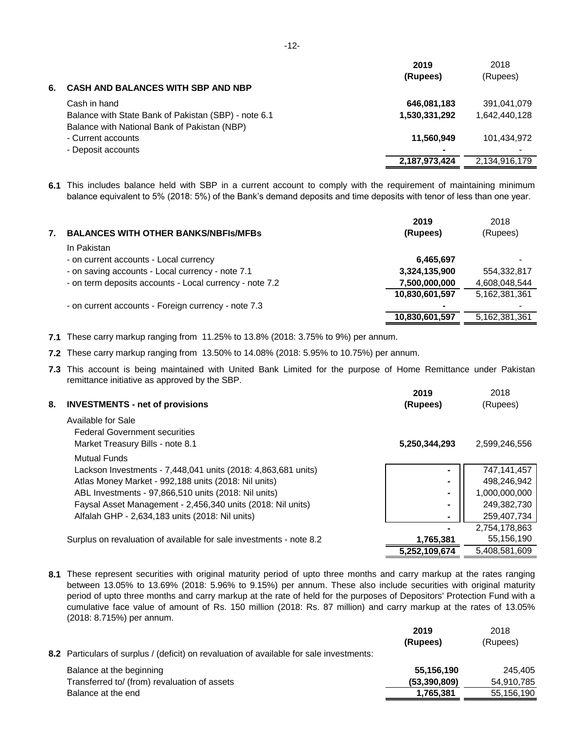## 6. CASH AND BALANCES WITH SBP AND NBP

| | 2019 (Rupees) | 2018 (Rupees) |
|---|---|---|
| Cash in hand | 646,081,183 | 391,041,079 |
| Balance with State Bank of Pakistan (SBP) - note 6.1 | 1,530,331,292 | 1,642,440,128 |
| Balance with National Bank of Pakistan (NBP) | | |
| - Current accounts | 11,560,949 | 101,434,972 |
| - Deposit accounts | - | - |
| | 2,187,973,424 | 2,134,916,179 |

**6.1** This includes balance held with SBP in a current account to comply with the requirement of maintaining minimum balance equivalent to 5% (2018: 5%) of the Bank's demand deposits and time deposits with tenor of less than one year.

## 7. BALANCES WITH OTHER BANKS/NBFIs/MFBs

| | 2019 (Rupees) | 2018 (Rupees) |
|---|---|---|
| In Pakistan | | |
| - on current accounts - Local currency | 6,465,697 | - |
| - on saving accounts - Local currency - note 7.1 | 3,324,135,900 | 554,332,817 |
| - on term deposits accounts - Local currency - note 7.2 | 7,500,000,000 | 4,608,048,544 |
| | 10,830,601,597 | 5,162,381,361 |
| - on current accounts - Foreign currency - note 7.3 | - | - |
| | 10,830,601,597 | 5,162,381,361 |

**7.1** These carry markup ranging from 11.25% to 13.8% (2018: 3.75% to 9%) per annum.

**7.2** These carry markup ranging from 13.50% to 14.08% (2018: 5.95% to 10.75%) per annum.

**7.3** This account is being maintained with United Bank Limited for the purpose of Home Remittance under Pakistan remittance initiative as approved by the SBP.

## 8. INVESTMENTS - net of provisions

| | 2019 (Rupees) | 2018 (Rupees) |
|---|---|---|
| Available for Sale | | |
| Federal Government securities | | |
| Market Treasury Bills - note 8.1 | 5,250,344,293 | 2,599,246,556 |
| Mutual Funds | | |
| Lackson Investments - 7,448,041 units (2018: 4,863,681 units) | - | 747,141,457 |
| Atlas Money Market - 992,188 units (2018: Nil units) | - | 498,246,942 |
| ABL Investments - 97,866,510 units (2018: Nil units) | - | 1,000,000,000 |
| Faysal Asset Management - 2,456,340 units (2018: Nil units) | - | 249,382,730 |
| Alfalah GHP - 2,634,183 units (2018: Nil units) | - | 259,407,734 |
| | - | 2,754,178,863 |
| Surplus on revaluation of available for sale investments - note 8.2 | 1,765,381 | 55,156,190 |
| | 5,252,109,674 | 5,408,581,609 |

**8.1** These represent securities with original maturity period of upto three months and carry markup at the rates ranging between 13.05% to 13.69% (2018: 5.96% to 9.15%) per annum. These also include securities with original maturity period of upto three months and carry markup at the rate of held for the purposes of Depositors' Protection Fund with a cumulative face value of amount of Rs. 150 million (2018: Rs. 87 million) and carry markup at the rates of 13.05% (2018: 8.715%) per annum.

**8.2** Particulars of surplus / (deficit) on revaluation of available for sale investments:

| | 2019 (Rupees) | 2018 (Rupees) |
|---|---|---|
| Balance at the beginning | 55,156,190 | 245,405 |
| Transferred to/ (from) revaluation of assets | (53,390,809) | 54,910,785 |
| Balance at the end | 1,765,381 | 55,156,190 |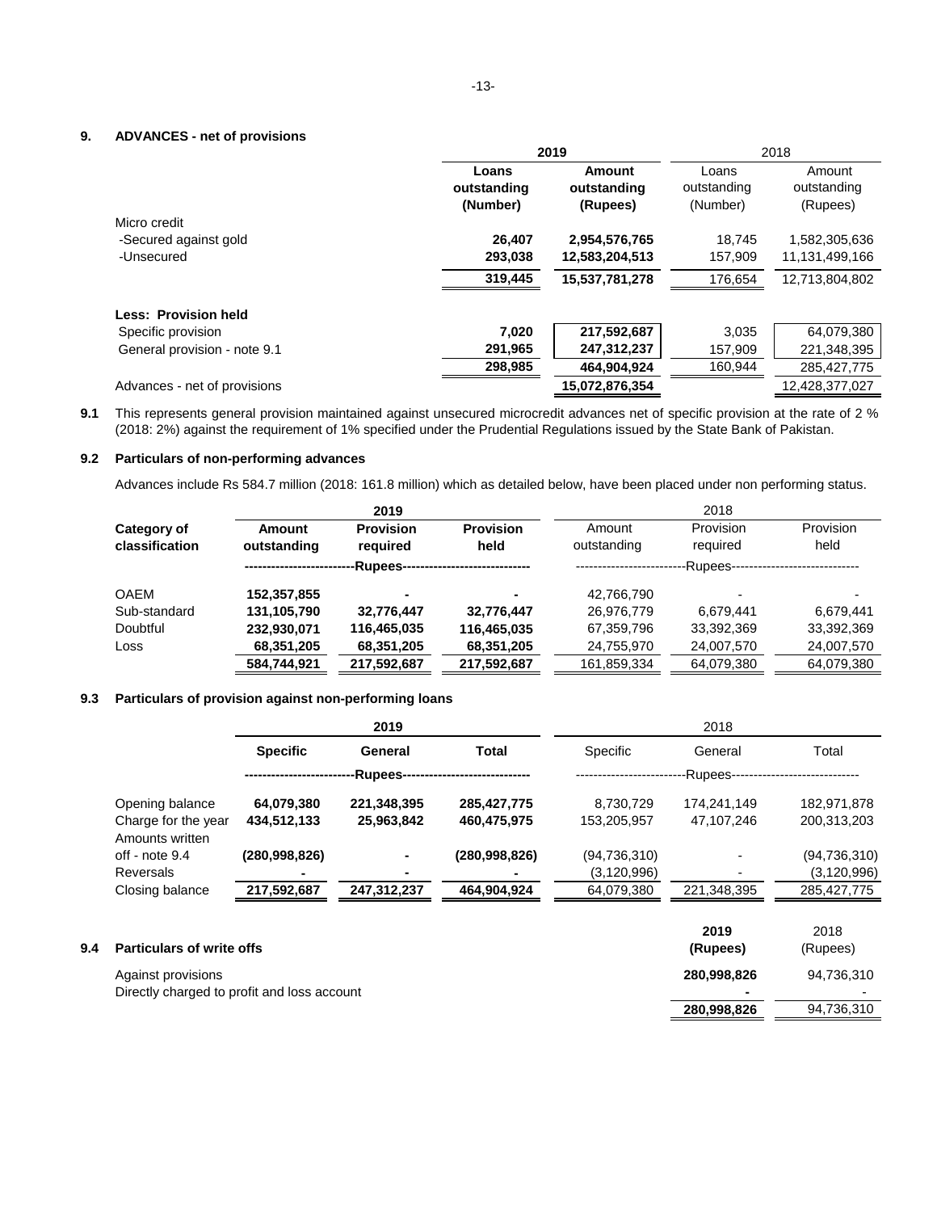## 9. ADVANCES - net of provisions

| | 2019 | | 2018 | |
|---|---|---|---|---|
| | Loans outstanding (Number) | Amount outstanding (Rupees) | Loans outstanding (Number) | Amount outstanding (Rupees) |
| Micro credit | | | | |
| -Secured against gold | 26,407 | 2,954,576,765 | 18,745 | 1,582,305,636 |
| -Unsecured | 293,038 | 12,583,204,513 | 157,909 | 11,131,499,166 |
| | 319,445 | 15,537,781,278 | 176,654 | 12,713,804,802 |
| **Less: Provision held** | | | | |
| Specific provision | 7,020 | 217,592,687 | 3,035 | 64,079,380 |
| General provision - note 9.1 | 291,965 | 247,312,237 | 157,909 | 221,348,395 |
| | 298,985 | 464,904,924 | 160,944 | 285,427,775 |
| Advances - net of provisions | | 15,072,876,354 | | 12,428,377,027 |

**9.1** This represents general provision maintained against unsecured microcredit advances net of specific provision at the rate of 2 % (2018: 2%) against the requirement of 1% specified under the Prudential Regulations issued by the State Bank of Pakistan.

### 9.2 Particulars of non-performing advances

Advances include Rs 584.7 million (2018: 161.8 million) which as detailed below, have been placed under non performing status.

| Category of classification | 2019 | | | 2018 | | |
|---|---|---|---|---|---|---|
| | Amount outstanding | Provision required | Provision held | Amount outstanding | Provision required | Provision held |
| | -Rupees- | | | -Rupees- | | |
| OAEM | 152,357,855 | - | - | 42,766,790 | - | - |
| Sub-standard | 131,105,790 | 32,776,447 | 32,776,447 | 26,976,779 | 6,679,441 | 6,679,441 |
| Doubtful | 232,930,071 | 116,465,035 | 116,465,035 | 67,359,796 | 33,392,369 | 33,392,369 |
| Loss | 68,351,205 | 68,351,205 | 68,351,205 | 24,755,970 | 24,007,570 | 24,007,570 |
| | 584,744,921 | 217,592,687 | 217,592,687 | 161,859,334 | 64,079,380 | 64,079,380 |

### 9.3 Particulars of provision against non-performing loans

| | 2019 | | | 2018 | | |
|---|---|---|---|---|---|---|
| | Specific | General | Total | Specific | General | Total |
| | -Rupees- | | | -Rupees- | | |
| Opening balance | 64,079,380 | 221,348,395 | 285,427,775 | 8,730,729 | 174,241,149 | 182,971,878 |
| Charge for the year | 434,512,133 | 25,963,842 | 460,475,975 | 153,205,957 | 47,107,246 | 200,313,203 |
| Amounts written off - note 9.4 | (280,998,826) | - | (280,998,826) | (94,736,310) | - | (94,736,310) |
| Reversals | - | - | - | (3,120,996) | - | (3,120,996) |
| Closing balance | 217,592,687 | 247,312,237 | 464,904,924 | 64,079,380 | 221,348,395 | 285,427,775 |

### 9.4 Particulars of write offs

| | 2019 (Rupees) | 2018 (Rupees) |
|---|---|---|
| Against provisions | 280,998,826 | 94,736,310 |
| Directly charged to profit and loss account | - | - |
| | 280,998,826 | 94,736,310 |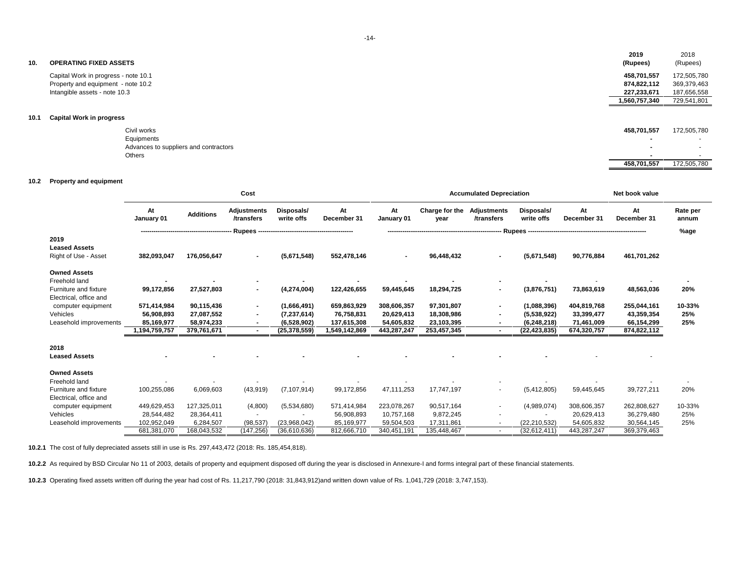## 10. OPERATING FIXED ASSETS

| | 2019 (Rupees) | 2018 (Rupees) |
|---|---|---|
| Capital Work in progress - note 10.1 | **458,701,557** | 172,505,780 |
| Property and equipment - note 10.2 | **874,822,112** | 369,379,463 |
| Intangible assets - note 10.3 | **227,233,671** | 187,656,558 |
| | **1,560,757,340** | 729,541,801 |

### 10.1 Capital Work in progress

| | 2019 | 2018 |
|---|---|---|
| Civil works | **458,701,557** | 172,505,780 |
| Equipments | **-** | - |
| Advances to suppliers and contractors | **-** | - |
| Others | **-** | - |
| | **458,701,557** | 172,505,780 |

### 10.2 Property and equipment

| | Cost | | | | | Accumulated Depreciation | | | | | Net book value | |
|---|---|---|---|---|---|---|---|---|---|---|---|---|
| | At January 01 | Additions | Adjustments /transfers | Disposals/ write offs | At December 31 | At January 01 | Charge for the year | Adjustments /transfers | Disposals/ write offs | At December 31 | At December 31 | Rate per annum |
| | Rupees | | | | | Rupees | | | | | | %age |
| **2019** | | | | | | | | | | | | |
| **Leased Assets** | | | | | | | | | | | | |
| Right of Use - Asset | **382,093,047** | **176,056,647** | **-** | **(5,671,548)** | **552,478,146** | **-** | **96,448,432** | **-** | **(5,671,548)** | **90,776,884** | **461,701,262** | |
| **Owned Assets** | | | | | | | | | | | | |
| Freehold land | **-** | **-** | **-** | **-** | **-** | **-** | **-** | **-** | **-** | - | - | **-** |
| Furniture and fixture | **99,172,856** | **27,527,803** | **-** | **(4,274,004)** | **122,426,655** | **59,445,645** | **18,294,725** | **-** | **(3,876,751)** | **73,863,619** | **48,563,036** | **20%** |
| Electrical, office and computer equipment | **571,414,984** | **90,115,436** | **-** | **(1,666,491)** | **659,863,929** | **308,606,357** | **97,301,807** | **-** | **(1,088,396)** | **404,819,768** | **255,044,161** | **10-33%** |
| Vehicles | **56,908,893** | **27,087,552** | **-** | **(7,237,614)** | **76,758,831** | **20,629,413** | **18,308,986** | **-** | **(5,538,922)** | **33,399,477** | **43,359,354** | **25%** |
| Leasehold improvements | **85,169,977** | **58,974,233** | **-** | **(6,528,902)** | **137,615,308** | **54,605,832** | **23,103,395** | **-** | **(6,248,218)** | **71,461,009** | **66,154,299** | **25%** |
| | **1,194,759,757** | **379,761,671** | **-** | **(25,378,559)** | **1,549,142,869** | **443,287,247** | **253,457,345** | **-** | **(22,423,835)** | **674,320,757** | **874,822,112** | |
| **2018** | | | | | | | | | | | | |
| **Leased Assets** | **-** | **-** | **-** | **-** | **-** | **-** | **-** | **-** | **-** | - | - | |
| **Owned Assets** | | | | | | | | | | | | |
| Freehold land | - | - | - | - | - | - | - | - | - | - | - | - |
| Furniture and fixture | 100,255,086 | 6,069,603 | (43,919) | (7,107,914) | 99,172,856 | 47,111,253 | 17,747,197 | - | (5,412,805) | 59,445,645 | 39,727,211 | 20% |
| Electrical, office and computer equipment | 449,629,453 | 127,325,011 | (4,800) | (5,534,680) | 571,414,984 | 223,078,267 | 90,517,164 | - | (4,989,074) | 308,606,357 | 262,808,627 | 10-33% |
| Vehicles | 28,544,482 | 28,364,411 | - | - | 56,908,893 | 10,757,168 | 9,872,245 | - | - | 20,629,413 | 36,279,480 | 25% |
| Leasehold improvements | 102,952,049 | 6,284,507 | (98,537) | (23,968,042) | 85,169,977 | 59,504,503 | 17,311,861 | - | (22,210,532) | 54,605,832 | 30,564,145 | 25% |
| | 681,381,070 | 168,043,532 | (147,256) | (36,610,636) | 812,666,710 | 340,451,191 | 135,448,467 | - | (32,612,411) | 443,287,247 | 369,379,463 | |

**10.2.1** The cost of fully depreciated assets still in use is Rs. 297,443,472 (2018: Rs. 185,454,818).

**10.2.2** As required by BSD Circular No 11 of 2003, details of property and equipment disposed off during the year is disclosed in Annexure-I and forms integral part of these financial statements.

**10.2.3** Operating fixed assets written off during the year had cost of Rs. 11,217,790 (2018: 31,843,912)and written down value of Rs. 1,041,729 (2018: 3,747,153).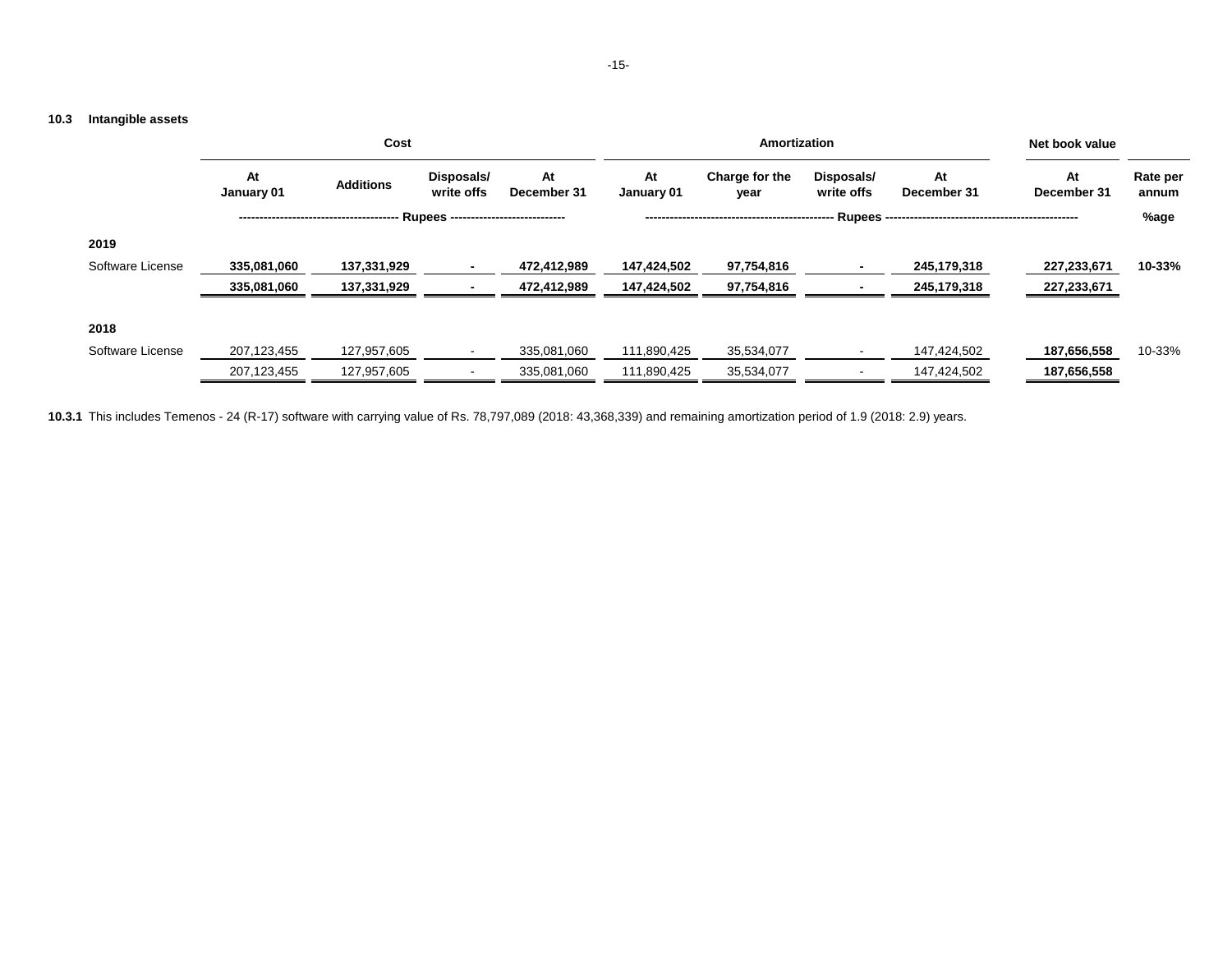### 10.3 Intangible assets

| | Cost | | | | Amortization | | | | Net book value | |
|---|---|---|---|---|---|---|---|---|---|---|
| | At January 01 | Additions | Disposals/ write offs | At December 31 | At January 01 | Charge for the year | Disposals/ write offs | At December 31 | At December 31 | Rate per annum |
| | Rupees | | | | Rupees | | | | | %age |
| **2019** | | | | | | | | | | |
| Software License | **335,081,060** | **137,331,929** | **-** | **472,412,989** | **147,424,502** | **97,754,816** | **-** | **245,179,318** | **227,233,671** | **10-33%** |
| | **335,081,060** | **137,331,929** | **-** | **472,412,989** | **147,424,502** | **97,754,816** | **-** | **245,179,318** | **227,233,671** | |
| **2018** | | | | | | | | | | |
| Software License | 207,123,455 | 127,957,605 | - | 335,081,060 | 111,890,425 | 35,534,077 | - | 147,424,502 | **187,656,558** | 10-33% |
| | 207,123,455 | 127,957,605 | - | 335,081,060 | 111,890,425 | 35,534,077 | - | 147,424,502 | **187,656,558** | |

**10.3.1** This includes Temenos - 24 (R-17) software with carrying value of Rs. 78,797,089 (2018: 43,368,339) and remaining amortization period of 1.9 (2018: 2.9) years.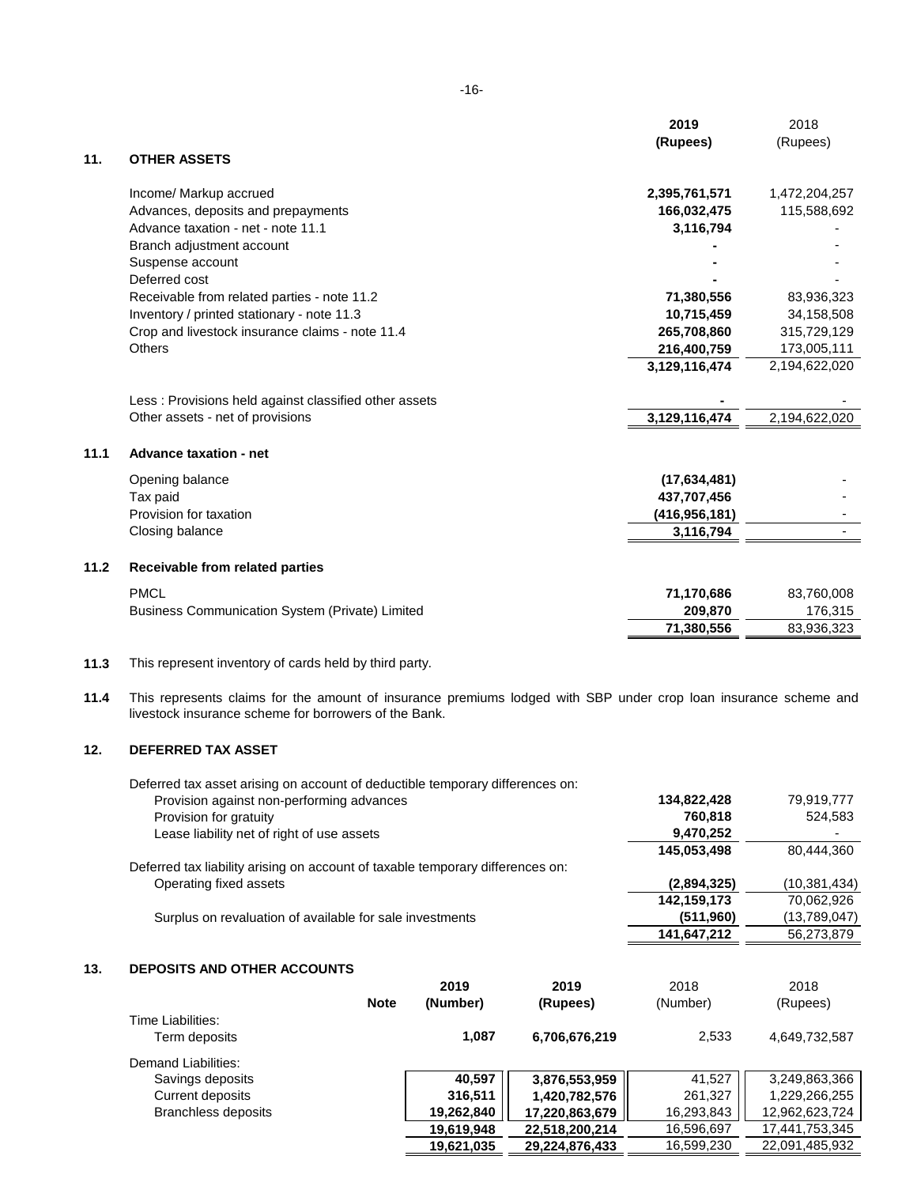## 11. OTHER ASSETS

| | 2019 (Rupees) | 2018 (Rupees) |
|---|---|---|
| Income/ Markup accrued | **2,395,761,571** | 1,472,204,257 |
| Advances, deposits and prepayments | **166,032,475** | 115,588,692 |
| Advance taxation - net - note 11.1 | **3,116,794** | - |
| Branch adjustment account | **-** | - |
| Suspense account | **-** | - |
| Deferred cost | **-** | - |
| Receivable from related parties - note 11.2 | **71,380,556** | 83,936,323 |
| Inventory / printed stationary - note 11.3 | **10,715,459** | 34,158,508 |
| Crop and livestock insurance claims - note 11.4 | **265,708,860** | 315,729,129 |
| Others | **216,400,759** | 173,005,111 |
| | **3,129,116,474** | 2,194,622,020 |
| Less : Provisions held against classified other assets | **-** | - |
| Other assets - net of provisions | **3,129,116,474** | 2,194,622,020 |

### 11.1 Advance taxation - net

| | 2019 (Rupees) | 2018 (Rupees) |
|---|---|---|
| Opening balance | **(17,634,481)** | - |
| Tax paid | **437,707,456** | - |
| Provision for taxation | **(416,956,181)** | - |
| Closing balance | **3,116,794** | - |

### 11.2 Receivable from related parties

| | 2019 (Rupees) | 2018 (Rupees) |
|---|---|---|
| PMCL | **71,170,686** | 83,760,008 |
| Business Communication System (Private) Limited | **209,870** | 176,315 |
| | **71,380,556** | 83,936,323 |

**11.3** This represent inventory of cards held by third party.

**11.4** This represents claims for the amount of insurance premiums lodged with SBP under crop loan insurance scheme and livestock insurance scheme for borrowers of the Bank.

## 12. DEFERRED TAX ASSET

| | 2019 (Rupees) | 2018 (Rupees) |
|---|---|---|
| Deferred tax asset arising on account of deductible temporary differences on: | | |
| Provision against non-performing advances | **134,822,428** | 79,919,777 |
| Provision for gratuity | **760,818** | 524,583 |
| Lease liability net of right of use assets | **9,470,252** | - |
| | **145,053,498** | 80,444,360 |
| Deferred tax liability arising on account of taxable temporary differences on: | | |
| Operating fixed assets | **(2,894,325)** | (10,381,434) |
| | **142,159,173** | 70,062,926 |
| Surplus on revaluation of available for sale investments | **(511,960)** | (13,789,047) |
| | **141,647,212** | 56,273,879 |

## 13. DEPOSITS AND OTHER ACCOUNTS

| | Note | 2019 (Number) | 2019 (Rupees) | 2018 (Number) | 2018 (Rupees) |
|---|---|---|---|---|---|
| Time Liabilities: | | | | | |
| Term deposits | | **1,087** | **6,706,676,219** | 2,533 | 4,649,732,587 |
| Demand Liabilities: | | | | | |
| Savings deposits | | **40,597** | **3,876,553,959** | 41,527 | 3,249,863,366 |
| Current deposits | | **316,511** | **1,420,782,576** | 261,327 | 1,229,266,255 |
| Branchless deposits | | **19,262,840** | **17,220,863,679** | 16,293,843 | 12,962,623,724 |
| | | **19,619,948** | **22,518,200,214** | 16,596,697 | 17,441,753,345 |
| | | **19,621,035** | **29,224,876,433** | 16,599,230 | 22,091,485,932 |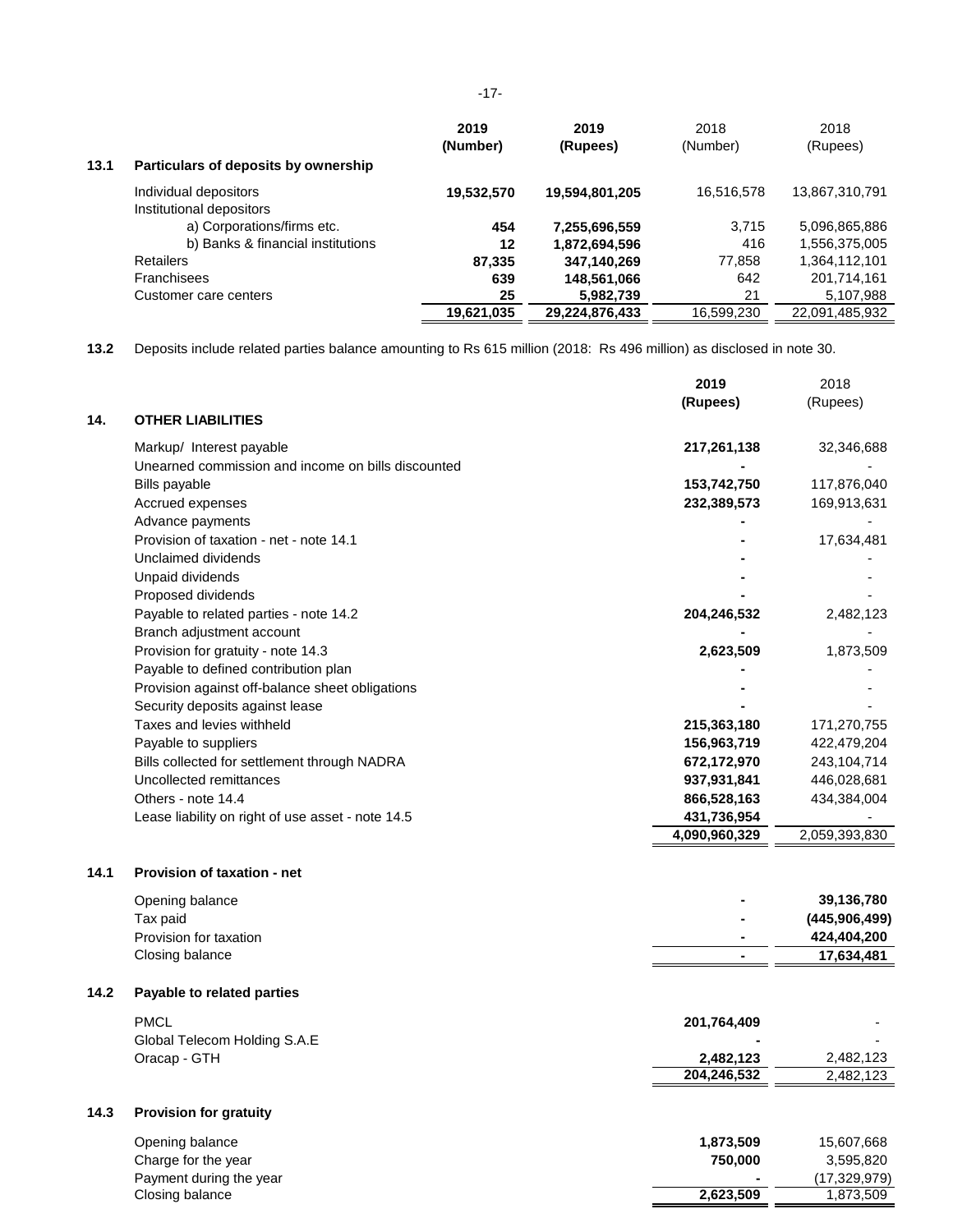### 13.1 Particulars of deposits by ownership

| | 2019 (Number) | 2019 (Rupees) | 2018 (Number) | 2018 (Rupees) |
|---|---|---|---|---|
| Individual depositors | **19,532,570** | **19,594,801,205** | 16,516,578 | 13,867,310,791 |
| Institutional depositors | | | | |
| a) Corporations/firms etc. | **454** | **7,255,696,559** | 3,715 | 5,096,865,886 |
| b) Banks & financial institutions | **12** | **1,872,694,596** | 416 | 1,556,375,005 |
| Retailers | **87,335** | **347,140,269** | 77,858 | 1,364,112,101 |
| Franchisees | **639** | **148,561,066** | 642 | 201,714,161 |
| Customer care centers | **25** | **5,982,739** | 21 | 5,107,988 |
| | **19,621,035** | **29,224,876,433** | 16,599,230 | 22,091,485,932 |

**13.2** Deposits include related parties balance amounting to Rs 615 million (2018: Rs 496 million) as disclosed in note 30.

## 14. OTHER LIABILITIES

| | 2019 (Rupees) | 2018 (Rupees) |
|---|---|---|
| Markup/ Interest payable | **217,261,138** | 32,346,688 |
| Unearned commission and income on bills discounted | **-** | - |
| Bills payable | **153,742,750** | 117,876,040 |
| Accrued expenses | **232,389,573** | 169,913,631 |
| Advance payments | **-** | - |
| Provision of taxation - net - note 14.1 | **-** | 17,634,481 |
| Unclaimed dividends | **-** | - |
| Unpaid dividends | **-** | - |
| Proposed dividends | **-** | - |
| Payable to related parties - note 14.2 | **204,246,532** | 2,482,123 |
| Branch adjustment account | **-** | - |
| Provision for gratuity - note 14.3 | **2,623,509** | 1,873,509 |
| Payable to defined contribution plan | **-** | - |
| Provision against off-balance sheet obligations | **-** | - |
| Security deposits against lease | **-** | - |
| Taxes and levies withheld | **215,363,180** | 171,270,755 |
| Payable to suppliers | **156,963,719** | 422,479,204 |
| Bills collected for settlement through NADRA | **672,172,970** | 243,104,714 |
| Uncollected remittances | **937,931,841** | 446,028,681 |
| Others - note 14.4 | **866,528,163** | 434,384,004 |
| Lease liability on right of use asset - note 14.5 | **431,736,954** | - |
| | **4,090,960,329** | 2,059,393,830 |

### 14.1 Provision of taxation - net

| | 2019 | 2018 |
|---|---|---|
| Opening balance | **-** | **39,136,780** |
| Tax paid | **-** | **(445,906,499)** |
| Provision for taxation | **-** | **424,404,200** |
| Closing balance | **-** | **17,634,481** |

### 14.2 Payable to related parties

| | 2019 | 2018 |
|---|---|---|
| PMCL | **201,764,409** | - |
| Global Telecom Holding S.A.E | **-** | - |
| Oracap - GTH | **2,482,123** | 2,482,123 |
| | **204,246,532** | 2,482,123 |

### 14.3 Provision for gratuity

| | 2019 | 2018 |
|---|---|---|
| Opening balance | **1,873,509** | 15,607,668 |
| Charge for the year | **750,000** | 3,595,820 |
| Payment during the year | **-** | (17,329,979) |
| Closing balance | **2,623,509** | 1,873,509 |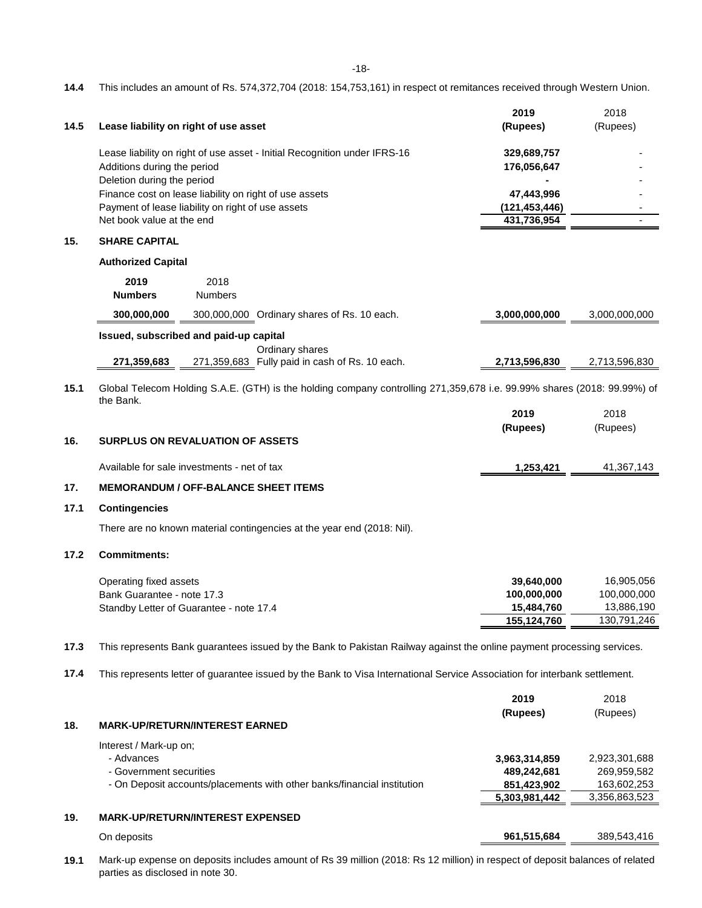**14.4** This includes an amount of Rs. 574,372,704 (2018: 154,753,161) in respect ot remitances received through Western Union.

**14.5 Lease liability on right of use asset**

| | 2019 (Rupees) | 2018 (Rupees) |
|---|---|---|
| Lease liability on right of use asset - Initial Recognition under IFRS-16 | **329,689,757** | - |
| Additions during the period | **176,056,647** | - |
| Deletion during the period | **-** | - |
| Finance cost on lease liability on right of use assets | **47,443,996** | - |
| Payment of lease liability on right of use assets | **(121,453,446)** | - |
| Net book value at the end | **431,736,954** | - |

## 15. SHARE CAPITAL

**Authorized Capital**

| 2019 Numbers | 2018 Numbers | | 2019 (Rupees) | 2018 (Rupees) |
|---|---|---|---|---|
| **300,000,000** | 300,000,000 | Ordinary shares of Rs. 10 each. | **3,000,000,000** | 3,000,000,000 |

**Issued, subscribed and paid-up capital**

| 2019 Numbers | 2018 Numbers | | 2019 (Rupees) | 2018 (Rupees) |
|---|---|---|---|---|
| **271,359,683** | 271,359,683 | Ordinary shares Fully paid in cash of Rs. 10 each. | **2,713,596,830** | 2,713,596,830 |

**15.1** Global Telecom Holding S.A.E. (GTH) is the holding company controlling 271,359,678 i.e. 99.99% shares (2018: 99.99%) of the Bank.

## 16. SURPLUS ON REVALUATION OF ASSETS

| | 2019 (Rupees) | 2018 (Rupees) |
|---|---|---|
| Available for sale investments - net of tax | **1,253,421** | 41,367,143 |

## 17. MEMORANDUM / OFF-BALANCE SHEET ITEMS

**17.1 Contingencies**

There are no known material contingencies at the year end (2018: Nil).

**17.2 Commitments:**

| | 2019 (Rupees) | 2018 (Rupees) |
|---|---|---|
| Operating fixed assets | **39,640,000** | 16,905,056 |
| Bank Guarantee - note 17.3 | **100,000,000** | 100,000,000 |
| Standby Letter of Guarantee - note 17.4 | **15,484,760** | 13,886,190 |
| | **155,124,760** | 130,791,246 |

**17.3** This represents Bank guarantees issued by the Bank to Pakistan Railway against the online payment processing services.

**17.4** This represents letter of guarantee issued by the Bank to Visa International Service Association for interbank settlement.

## 18. MARK-UP/RETURN/INTEREST EARNED

| | 2019 (Rupees) | 2018 (Rupees) |
|---|---|---|
| Interest / Mark-up on; | | |
| - Advances | **3,963,314,859** | 2,923,301,688 |
| - Government securities | **489,242,681** | 269,959,582 |
| - On Deposit accounts/placements with other banks/financial institution | **851,423,902** | 163,602,253 |
| | **5,303,981,442** | 3,356,863,523 |

## 19. MARK-UP/RETURN/INTEREST EXPENSED

| | 2019 (Rupees) | 2018 (Rupees) |
|---|---|---|
| On deposits | **961,515,684** | 389,543,416 |

**19.1** Mark-up expense on deposits includes amount of Rs 39 million (2018: Rs 12 million) in respect of deposit balances of related parties as disclosed in note 30.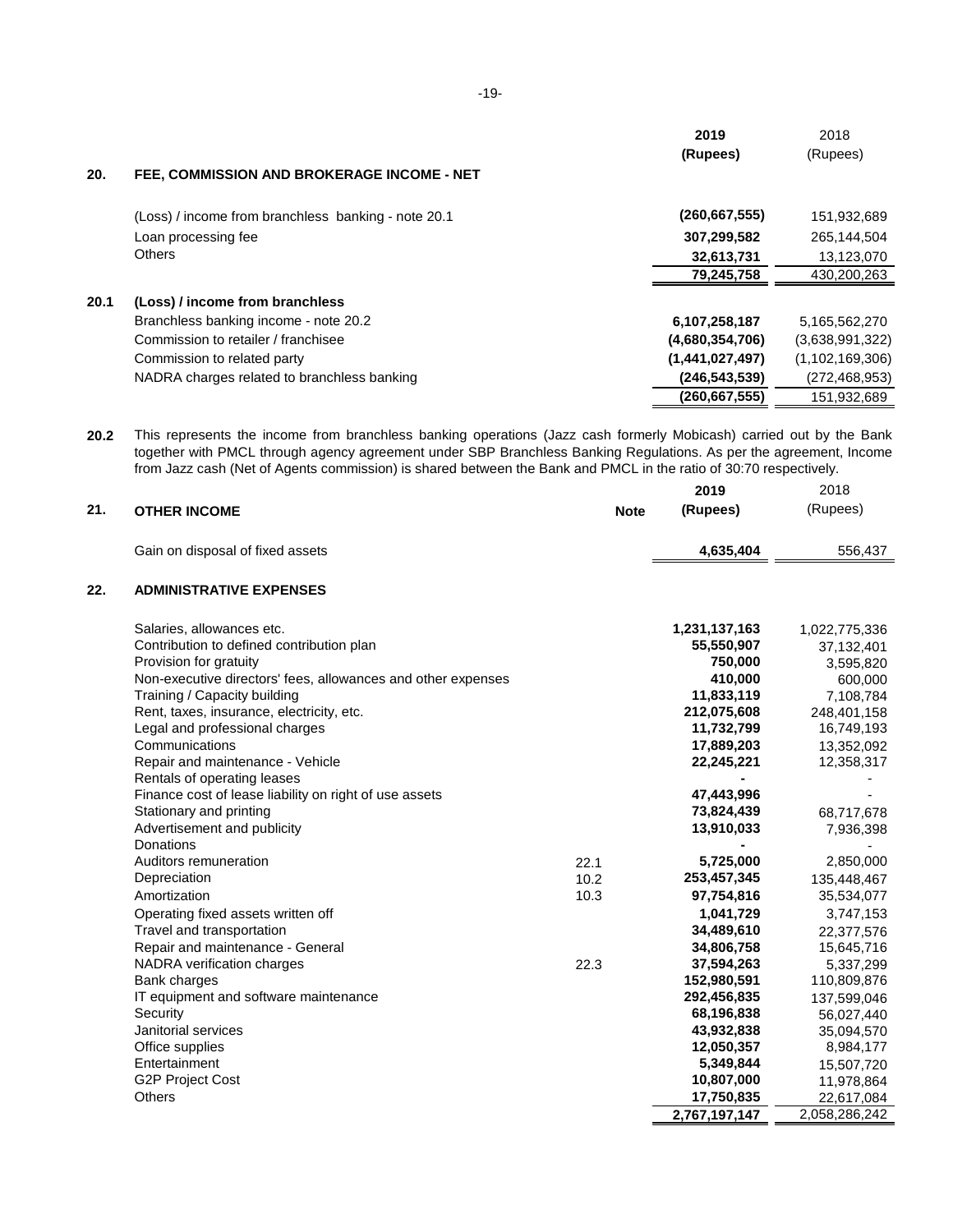## 20. FEE, COMMISSION AND BROKERAGE INCOME - NET

| | 2019 (Rupees) | 2018 (Rupees) |
|---|---|---|
| (Loss) / income from branchless banking - note 20.1 | **(260,667,555)** | 151,932,689 |
| Loan processing fee | **307,299,582** | 265,144,504 |
| Others | **32,613,731** | 13,123,070 |
| | **79,245,758** | 430,200,263 |

### 20.1 (Loss) / income from branchless

| | 2019 (Rupees) | 2018 (Rupees) |
|---|---|---|
| Branchless banking income - note 20.2 | **6,107,258,187** | 5,165,562,270 |
| Commission to retailer / franchisee | **(4,680,354,706)** | (3,638,991,322) |
| Commission to related party | **(1,441,027,497)** | (1,102,169,306) |
| NADRA charges related to branchless banking | **(246,543,539)** | (272,468,953) |
| | **(260,667,555)** | 151,932,689 |

**20.2** This represents the income from branchless banking operations (Jazz cash formerly Mobicash) carried out by the Bank together with PMCL through agency agreement under SBP Branchless Banking Regulations. As per the agreement, Income from Jazz cash (Net of Agents commission) is shared between the Bank and PMCL in the ratio of 30:70 respectively.

## 21. OTHER INCOME

| | Note | 2019 (Rupees) | 2018 (Rupees) |
|---|---|---|---|
| Gain on disposal of fixed assets | | **4,635,404** | 556,437 |

## 22. ADMINISTRATIVE EXPENSES

| | Note | 2019 (Rupees) | 2018 (Rupees) |
|---|---|---|---|
| Salaries, allowances etc. | | **1,231,137,163** | 1,022,775,336 |
| Contribution to defined contribution plan | | **55,550,907** | 37,132,401 |
| Provision for gratuity | | **750,000** | 3,595,820 |
| Non-executive directors' fees, allowances and other expenses | | **410,000** | 600,000 |
| Training / Capacity building | | **11,833,119** | 7,108,784 |
| Rent, taxes, insurance, electricity, etc. | | **212,075,608** | 248,401,158 |
| Legal and professional charges | | **11,732,799** | 16,749,193 |
| Communications | | **17,889,203** | 13,352,092 |
| Repair and maintenance - Vehicle | | **22,245,221** | 12,358,317 |
| Rentals of operating leases | | **-** | - |
| Finance cost of lease liability on right of use assets | | **47,443,996** | - |
| Stationary and printing | | **73,824,439** | 68,717,678 |
| Advertisement and publicity | | **13,910,033** | 7,936,398 |
| Donations | | **-** | - |
| Auditors remuneration | 22.1 | **5,725,000** | 2,850,000 |
| Depreciation | 10.2 | **253,457,345** | 135,448,467 |
| Amortization | 10.3 | **97,754,816** | 35,534,077 |
| Operating fixed assets written off | | **1,041,729** | 3,747,153 |
| Travel and transportation | | **34,489,610** | 22,377,576 |
| Repair and maintenance - General | | **34,806,758** | 15,645,716 |
| NADRA verification charges | 22.3 | **37,594,263** | 5,337,299 |
| Bank charges | | **152,980,591** | 110,809,876 |
| IT equipment and software maintenance | | **292,456,835** | 137,599,046 |
| Security | | **68,196,838** | 56,027,440 |
| Janitorial services | | **43,932,838** | 35,094,570 |
| Office supplies | | **12,050,357** | 8,984,177 |
| Entertainment | | **5,349,844** | 15,507,720 |
| G2P Project Cost | | **10,807,000** | 11,978,864 |
| Others | | **17,750,835** | 22,617,084 |
| | | **2,767,197,147** | 2,058,286,242 |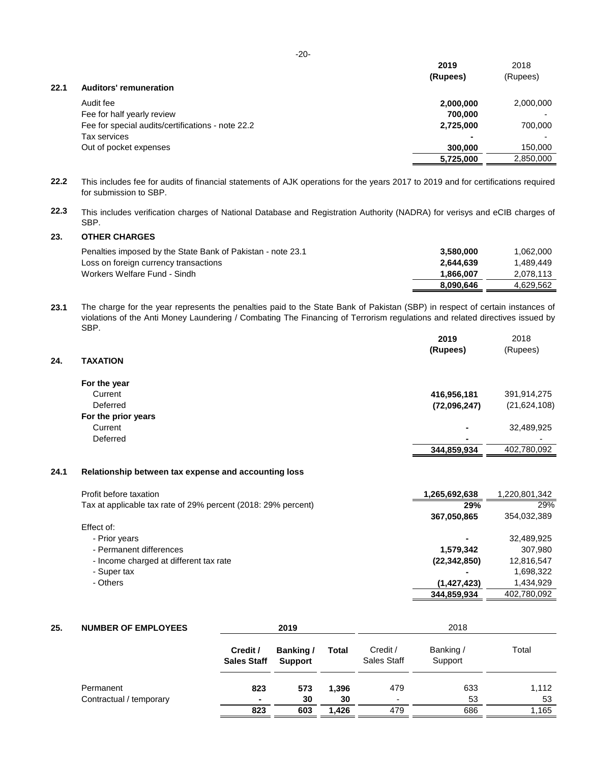### 22.1 Auditors' remuneration

| | 2019 (Rupees) | 2018 (Rupees) |
|---|---|---|
| Audit fee | 2,000,000 | 2,000,000 |
| Fee for half yearly review | 700,000 | - |
| Fee for special audits/certifications - note 22.2 | 2,725,000 | 700,000 |
| Tax services | - | - |
| Out of pocket expenses | 300,000 | 150,000 |
| | 5,725,000 | 2,850,000 |

**22.2** This includes fee for audits of financial statements of AJK operations for the years 2017 to 2019 and for certifications required for submission to SBP.

**22.3** This includes verification charges of National Database and Registration Authority (NADRA) for verisys and eCIB charges of SBP.

## 23. OTHER CHARGES

| | 2019 (Rupees) | 2018 (Rupees) |
|---|---|---|
| Penalties imposed by the State Bank of Pakistan - note 23.1 | 3,580,000 | 1,062,000 |
| Loss on foreign currency transactions | 2,644,639 | 1,489,449 |
| Workers Welfare Fund - Sindh | 1,866,007 | 2,078,113 |
| | 8,090,646 | 4,629,562 |

**23.1** The charge for the year represents the penalties paid to the State Bank of Pakistan (SBP) in respect of certain instances of violations of the Anti Money Laundering / Combating The Financing of Terrorism regulations and related directives issued by SBP.

## 24. TAXATION

| | 2019 (Rupees) | 2018 (Rupees) |
|---|---|---|
| **For the year** | | |
| Current | 416,956,181 | 391,914,275 |
| Deferred | (72,096,247) | (21,624,108) |
| **For the prior years** | | |
| Current | - | 32,489,925 |
| Deferred | - | - |
| | 344,859,934 | 402,780,092 |

### 24.1 Relationship between tax expense and accounting loss

| | 2019 (Rupees) | 2018 (Rupees) |
|---|---|---|
| Profit before taxation | 1,265,692,638 | 1,220,801,342 |
| Tax at applicable tax rate of 29% percent (2018: 29% percent) | 29% | 29% |
| | 367,050,865 | 354,032,389 |
| Effect of: | | |
| - Prior years | - | 32,489,925 |
| - Permanent differences | 1,579,342 | 307,980 |
| - Income charged at different tax rate | (22,342,850) | 12,816,547 |
| - Super tax | - | 1,698,322 |
| - Others | (1,427,423) | 1,434,929 |
| | 344,859,934 | 402,780,092 |

## 25. NUMBER OF EMPLOYEES

| | 2019 | | | 2018 | | |
|---|---|---|---|---|---|---|
| | Credit / Sales Staff | Banking / Support | Total | Credit / Sales Staff | Banking / Support | Total |
| Permanent | 823 | 573 | 1,396 | 479 | 633 | 1,112 |
| Contractual / temporary | - | 30 | 30 | - | 53 | 53 |
| | 823 | 603 | 1,426 | 479 | 686 | 1,165 |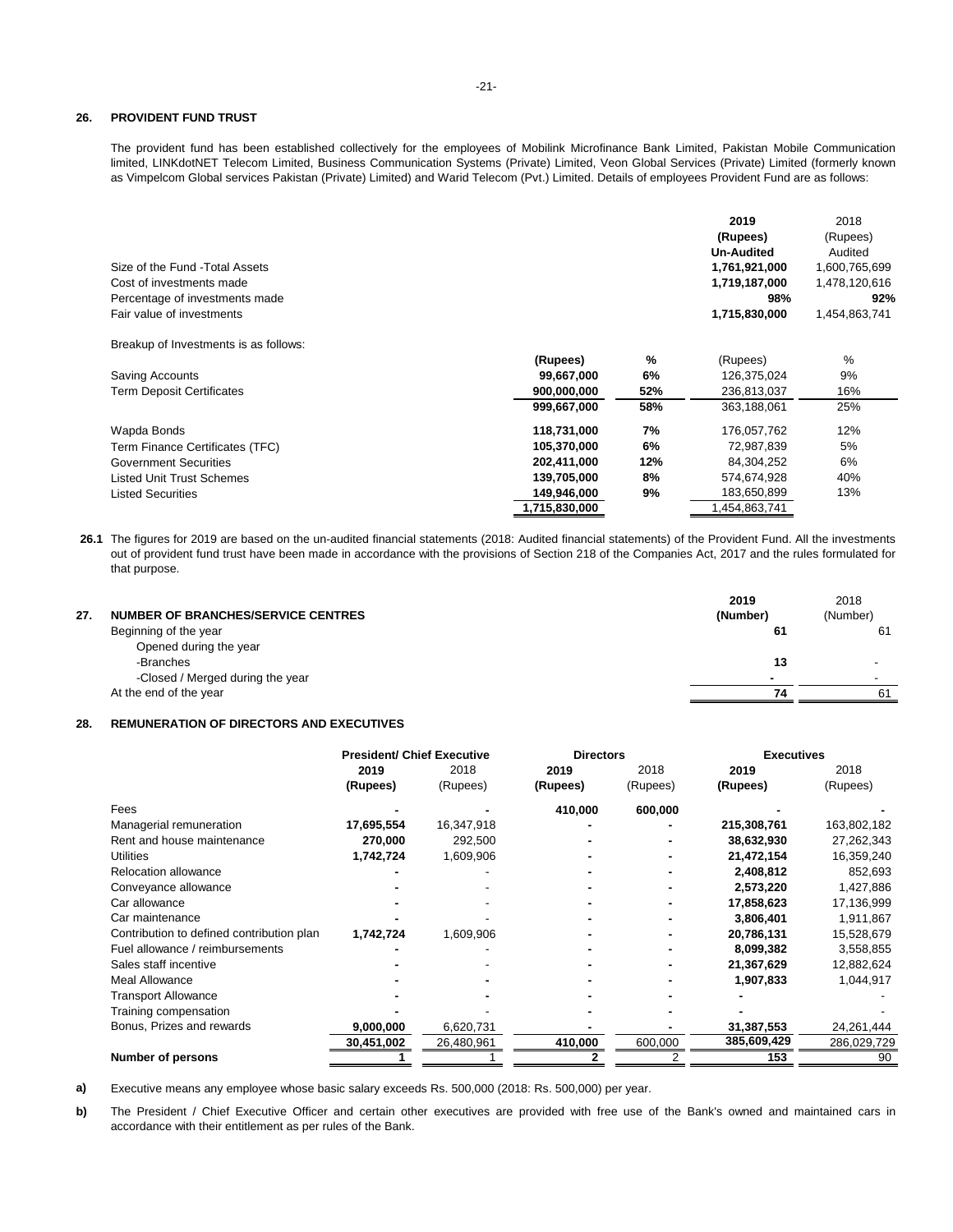## 26. PROVIDENT FUND TRUST

The provident fund has been established collectively for the employees of Mobilink Microfinance Bank Limited, Pakistan Mobile Communication limited, LINKdotNET Telecom Limited, Business Communication Systems (Private) Limited, Veon Global Services (Private) Limited (formerly known as Vimpelcom Global services Pakistan (Private) Limited) and Warid Telecom (Pvt.) Limited. Details of employees Provident Fund are as follows:

| | 2019 (Rupees) Un-Audited | 2018 (Rupees) Audited |
|---|---|---|
| Size of the Fund -Total Assets | **1,761,921,000** | 1,600,765,699 |
| Cost of investments made | **1,719,187,000** | 1,478,120,616 |
| Percentage of investments made | **98%** | **92%** |
| Fair value of investments | **1,715,830,000** | 1,454,863,741 |

Breakup of Investments is as follows:

| | 2019 (Rupees) | % | 2018 (Rupees) | % |
|---|---|---|---|---|
| Saving Accounts | **99,667,000** | **6%** | 126,375,024 | 9% |
| Term Deposit Certificates | **900,000,000** | **52%** | 236,813,037 | 16% |
| | **999,667,000** | **58%** | 363,188,061 | 25% |
| Wapda Bonds | **118,731,000** | **7%** | 176,057,762 | 12% |
| Term Finance Certificates (TFC) | **105,370,000** | **6%** | 72,987,839 | 5% |
| Government Securities | **202,411,000** | **12%** | 84,304,252 | 6% |
| Listed Unit Trust Schemes | **139,705,000** | **8%** | 574,674,928 | 40% |
| Listed Securities | **149,946,000** | **9%** | 183,650,899 | 13% |
| | **1,715,830,000** | | 1,454,863,741 | |

**26.1** The figures for 2019 are based on the un-audited financial statements (2018: Audited financial statements) of the Provident Fund. All the investments out of provident fund trust have been made in accordance with the provisions of Section 218 of the Companies Act, 2017 and the rules formulated for that purpose.

## 27. NUMBER OF BRANCHES/SERVICE CENTRES

| | 2019 (Number) | 2018 (Number) |
|---|---|---|
| Beginning of the year | **61** | 61 |
| Opened during the year | | |
| -Branches | **13** | - |
| -Closed / Merged during the year | **-** | - |
| At the end of the year | **74** | 61 |

## 28. REMUNERATION OF DIRECTORS AND EXECUTIVES

| | President/ Chief Executive | | Directors | | Executives | |
|---|---|---|---|---|---|---|
| | 2019 (Rupees) | 2018 (Rupees) | 2019 (Rupees) | 2018 (Rupees) | 2019 (Rupees) | 2018 (Rupees) |
| Fees | **-** | **-** | **410,000** | **600,000** | **-** | **-** |
| Managerial remuneration | **17,695,554** | 16,347,918 | **-** | **-** | **215,308,761** | 163,802,182 |
| Rent and house maintenance | **270,000** | 292,500 | **-** | **-** | **38,632,930** | 27,262,343 |
| Utilities | **1,742,724** | 1,609,906 | **-** | **-** | **21,472,154** | 16,359,240 |
| Relocation allowance | **-** | - | **-** | **-** | **2,408,812** | 852,693 |
| Conveyance allowance | **-** | - | **-** | **-** | **2,573,220** | 1,427,886 |
| Car allowance | **-** | - | **-** | **-** | **17,858,623** | 17,136,999 |
| Car maintenance | **-** | - | **-** | **-** | **3,806,401** | 1,911,867 |
| Contribution to defined contribution plan | **1,742,724** | 1,609,906 | **-** | **-** | **20,786,131** | 15,528,679 |
| Fuel allowance / reimbursements | **-** | - | **-** | **-** | **8,099,382** | 3,558,855 |
| Sales staff incentive | **-** | - | **-** | **-** | **21,367,629** | 12,882,624 |
| Meal Allowance | **-** | **-** | **-** | **-** | **1,907,833** | 1,044,917 |
| Transport Allowance | **-** | **-** | **-** | **-** | **-** | - |
| Training compensation | **-** | - | **-** | **-** | **-** | - |
| Bonus, Prizes and rewards | **9,000,000** | 6,620,731 | **-** | **-** | **31,387,553** | 24,261,444 |
| | **30,451,002** | 26,480,961 | **410,000** | 600,000 | **385,609,429** | 286,029,729 |
| **Number of persons** | **1** | 1 | **2** | 2 | **153** | 90 |

**a)** Executive means any employee whose basic salary exceeds Rs. 500,000 (2018: Rs. 500,000) per year.

**b)** The President / Chief Executive Officer and certain other executives are provided with free use of the Bank's owned and maintained cars in accordance with their entitlement as per rules of the Bank.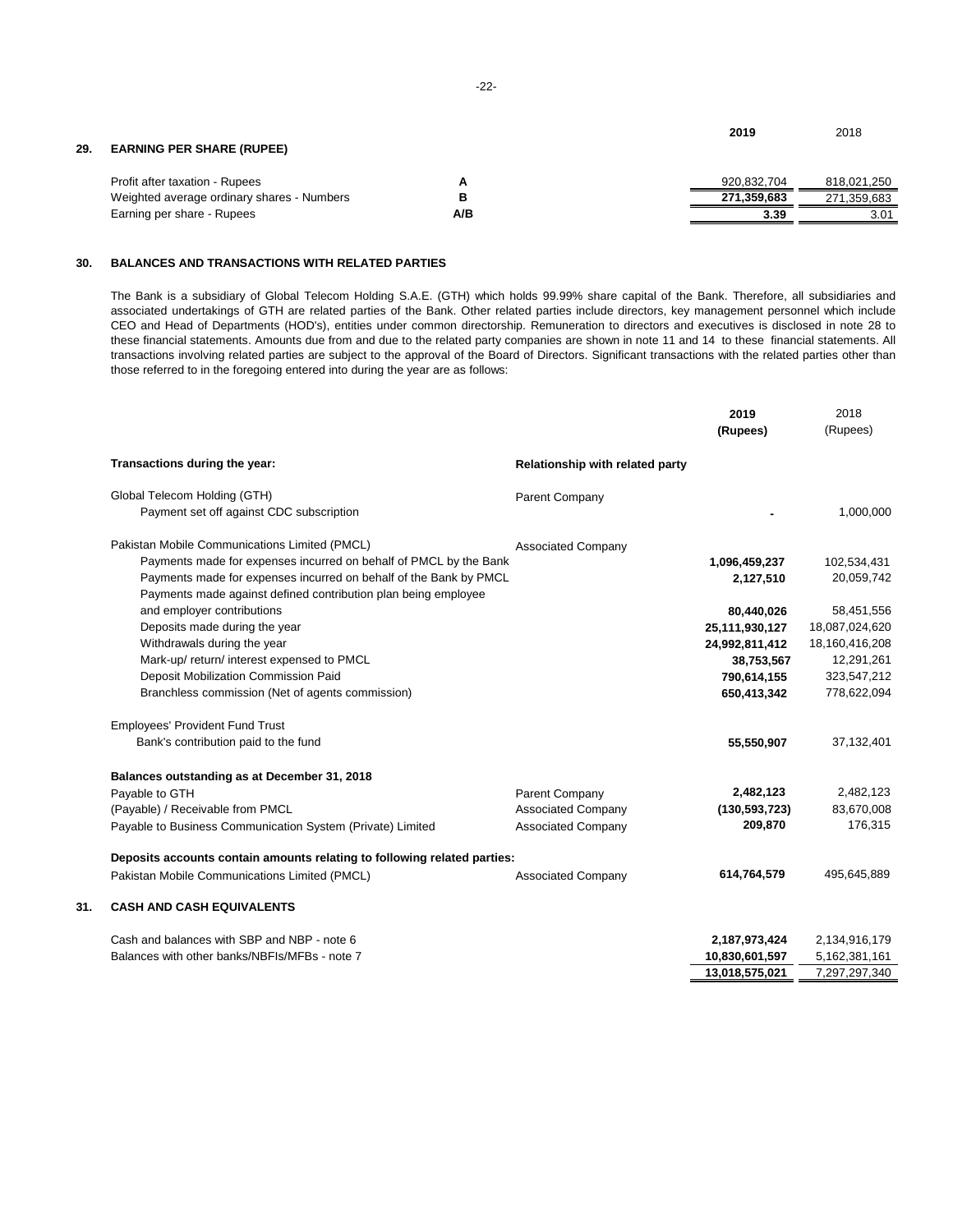## 29. EARNING PER SHARE (RUPEE)

| | | 2019 | 2018 |
|---|---|---|---|
| Profit after taxation - Rupees | A | 920,832,704 | 818,021,250 |
| Weighted average ordinary shares - Numbers | B | 271,359,683 | 271,359,683 |
| Earning per share - Rupees | A/B | 3.39 | 3.01 |

## 30. BALANCES AND TRANSACTIONS WITH RELATED PARTIES

The Bank is a subsidiary of Global Telecom Holding S.A.E. (GTH) which holds 99.99% share capital of the Bank. Therefore, all subsidiaries and associated undertakings of GTH are related parties of the Bank. Other related parties include directors, key management personnel which include CEO and Head of Departments (HOD's), entities under common directorship. Remuneration to directors and executives is disclosed in note 28 to these financial statements. Amounts due from and due to the related party companies are shown in note 11 and 14 to these financial statements. All transactions involving related parties are subject to the approval of the Board of Directors. Significant transactions with the related parties other than those referred to in the foregoing entered into during the year are as follows:

| | | 2019 (Rupees) | 2018 (Rupees) |
|---|---|---|---|
| **Transactions during the year:** | **Relationship with related party** | | |
| Global Telecom Holding (GTH) | Parent Company | | |
| Payment set off against CDC subscription | | - | 1,000,000 |
| Pakistan Mobile Communications Limited (PMCL) | Associated Company | | |
| Payments made for expenses incurred on behalf of PMCL by the Bank | | 1,096,459,237 | 102,534,431 |
| Payments made for expenses incurred on behalf of the Bank by PMCL | | 2,127,510 | 20,059,742 |
| Payments made against defined contribution plan being employee and employer contributions | | 80,440,026 | 58,451,556 |
| Deposits made during the year | | 25,111,930,127 | 18,087,024,620 |
| Withdrawals during the year | | 24,992,811,412 | 18,160,416,208 |
| Mark-up/ return/ interest expensed to PMCL | | 38,753,567 | 12,291,261 |
| Deposit Mobilization Commission Paid | | 790,614,155 | 323,547,212 |
| Branchless commission (Net of agents commission) | | 650,413,342 | 778,622,094 |
| Employees' Provident Fund Trust | | | |
| Bank's contribution paid to the fund | | 55,550,907 | 37,132,401 |
| **Balances outstanding as at December 31, 2018** | | | |
| Payable to GTH | Parent Company | 2,482,123 | 2,482,123 |
| (Payable) / Receivable from PMCL | Associated Company | (130,593,723) | 83,670,008 |
| Payable to Business Communication System (Private) Limited | Associated Company | 209,870 | 176,315 |
| **Deposits accounts contain amounts relating to following related parties:** | | | |
| Pakistan Mobile Communications Limited (PMCL) | Associated Company | 614,764,579 | 495,645,889 |

## 31. CASH AND CASH EQUIVALENTS

| | 2019 | 2018 |
|---|---|---|
| Cash and balances with SBP and NBP - note 6 | 2,187,973,424 | 2,134,916,179 |
| Balances with other banks/NBFIs/MFBs - note 7 | 10,830,601,597 | 5,162,381,161 |
| | 13,018,575,021 | 7,297,297,340 |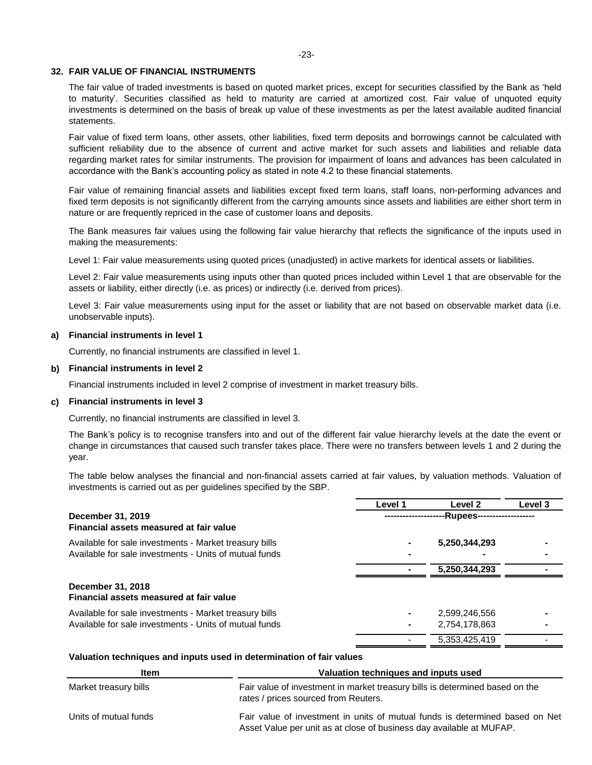## 32. FAIR VALUE OF FINANCIAL INSTRUMENTS

The fair value of traded investments is based on quoted market prices, except for securities classified by the Bank as 'held to maturity'. Securities classified as held to maturity are carried at amortized cost. Fair value of unquoted equity investments is determined on the basis of break up value of these investments as per the latest available audited financial statements.

Fair value of fixed term loans, other assets, other liabilities, fixed term deposits and borrowings cannot be calculated with sufficient reliability due to the absence of current and active market for such assets and liabilities and reliable data regarding market rates for similar instruments. The provision for impairment of loans and advances has been calculated in accordance with the Bank's accounting policy as stated in note 4.2 to these financial statements.

Fair value of remaining financial assets and liabilities except fixed term loans, staff loans, non-performing advances and fixed term deposits is not significantly different from the carrying amounts since assets and liabilities are either short term in nature or are frequently repriced in the case of customer loans and deposits.

The Bank measures fair values using the following fair value hierarchy that reflects the significance of the inputs used in making the measurements:

Level 1: Fair value measurements using quoted prices (unadjusted) in active markets for identical assets or liabilities.

Level 2: Fair value measurements using inputs other than quoted prices included within Level 1 that are observable for the assets or liability, either directly (i.e. as prices) or indirectly (i.e. derived from prices).

Level 3: Fair value measurements using input for the asset or liability that are not based on observable market data (i.e. unobservable inputs).

**a) Financial instruments in level 1**

Currently, no financial instruments are classified in level 1.

**b) Financial instruments in level 2**

Financial instruments included in level 2 comprise of investment in market treasury bills.

**c) Financial instruments in level 3**

Currently, no financial instruments are classified in level 3.

The Bank's policy is to recognise transfers into and out of the different fair value hierarchy levels at the date the event or change in circumstances that caused such transfer takes place. There were no transfers between levels 1 and 2 during the year.

The table below analyses the financial and non-financial assets carried at fair values, by valuation methods. Valuation of investments is carried out as per guidelines specified by the SBP.

| | Level 1 | Level 2 | Level 3 |
|---|---|---|---|
| **December 31, 2019** | --------------------Rupees------------------- | | |
| **Financial assets measured at fair value** | | | |
| Available for sale investments - Market treasury bills | - | 5,250,344,293 | - |
| Available for sale investments - Units of mutual funds | - | - | - |
| | - | 5,250,344,293 | - |
| **December 31, 2018** | | | |
| **Financial assets measured at fair value** | | | |
| Available for sale investments - Market treasury bills | - | 2,599,246,556 | - |
| Available for sale investments - Units of mutual funds | - | 2,754,178,863 | - |
| | - | 5,353,425,419 | - |

**Valuation techniques and inputs used in determination of fair values**

| Item | Valuation techniques and inputs used |
|---|---|
| Market treasury bills | Fair value of investment in market treasury bills is determined based on the rates / prices sourced from Reuters. |
| Units of mutual funds | Fair value of investment in units of mutual funds is determined based on Net Asset Value per unit as at close of business day available at MUFAP. |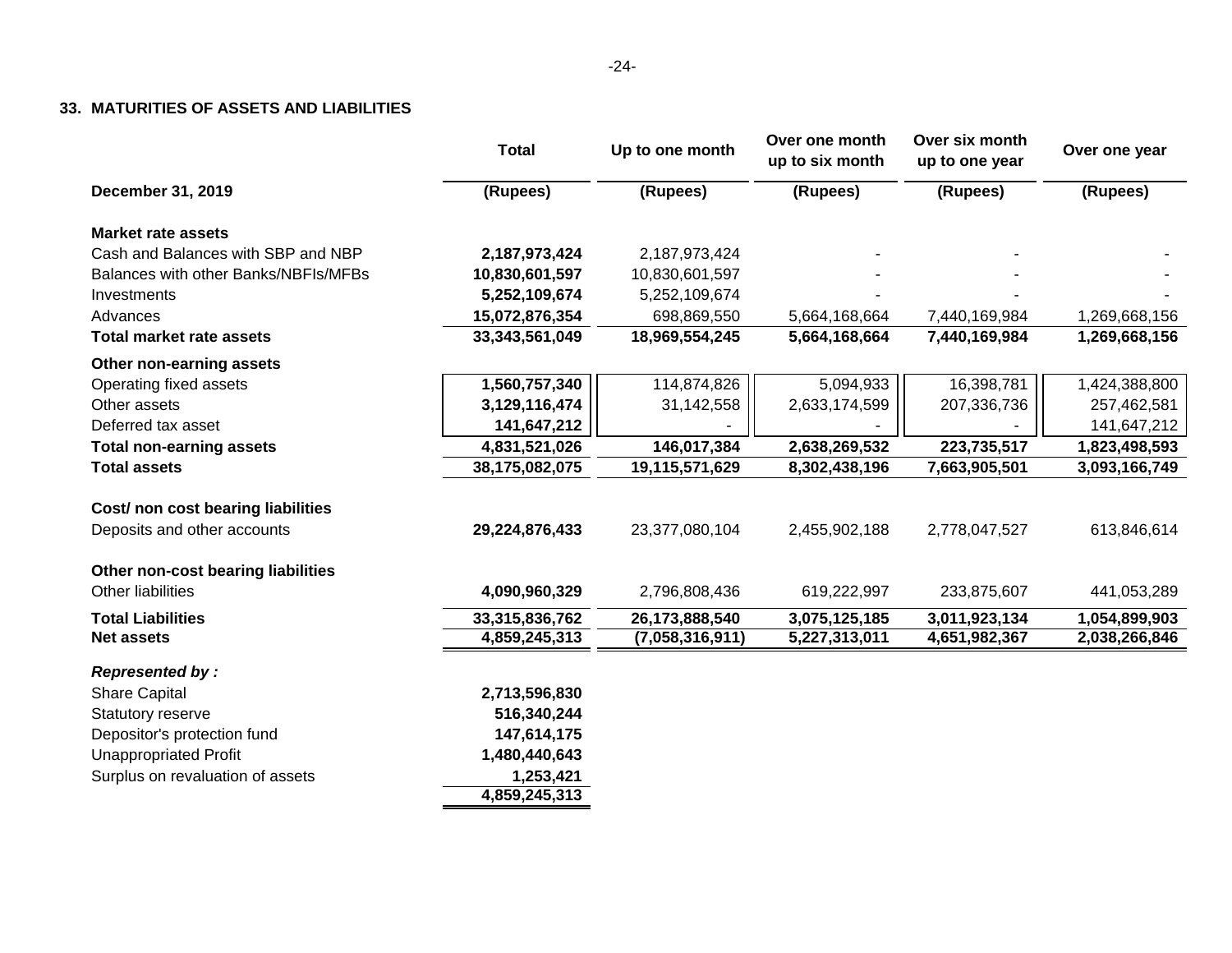## 33. MATURITIES OF ASSETS AND LIABILITIES

| | Total | Up to one month | Over one month up to six month | Over six month up to one year | Over one year |
|---|---|---|---|---|---|
| **December 31, 2019** | **(Rupees)** | **(Rupees)** | **(Rupees)** | **(Rupees)** | **(Rupees)** |
| **Market rate assets** | | | | | |
| Cash and Balances with SBP and NBP | **2,187,973,424** | 2,187,973,424 | - | - | - |
| Balances with other Banks/NBFIs/MFBs | **10,830,601,597** | 10,830,601,597 | - | - | - |
| Investments | **5,252,109,674** | 5,252,109,674 | - | - | - |
| Advances | **15,072,876,354** | 698,869,550 | 5,664,168,664 | 7,440,169,984 | 1,269,668,156 |
| **Total market rate assets** | **33,343,561,049** | **18,969,554,245** | **5,664,168,664** | **7,440,169,984** | **1,269,668,156** |
| **Other non-earning assets** | | | | | |
| Operating fixed assets | **1,560,757,340** | 114,874,826 | 5,094,933 | 16,398,781 | 1,424,388,800 |
| Other assets | **3,129,116,474** | 31,142,558 | 2,633,174,599 | 207,336,736 | 257,462,581 |
| Deferred tax asset | **141,647,212** | - | - | - | 141,647,212 |
| **Total non-earning assets** | **4,831,521,026** | **146,017,384** | **2,638,269,532** | **223,735,517** | **1,823,498,593** |
| **Total assets** | **38,175,082,075** | **19,115,571,629** | **8,302,438,196** | **7,663,905,501** | **3,093,166,749** |
| **Cost/ non cost bearing liabilities** | | | | | |
| Deposits and other accounts | **29,224,876,433** | 23,377,080,104 | 2,455,902,188 | 2,778,047,527 | 613,846,614 |
| **Other non-cost bearing liabilities** | | | | | |
| Other liabilities | **4,090,960,329** | 2,796,808,436 | 619,222,997 | 233,875,607 | 441,053,289 |
| **Total Liabilities** | **33,315,836,762** | **26,173,888,540** | **3,075,125,185** | **3,011,923,134** | **1,054,899,903** |
| **Net assets** | **4,859,245,313** | **(7,058,316,911)** | **5,227,313,011** | **4,651,982,367** | **2,038,266,846** |
| ***Represented by :*** | | | | | |
| Share Capital | **2,713,596,830** | | | | |
| Statutory reserve | **516,340,244** | | | | |
| Depositor's protection fund | **147,614,175** | | | | |
| Unappropriated Profit | **1,480,440,643** | | | | |
| Surplus on revaluation of assets | **1,253,421** | | | | |
| | **4,859,245,313** | | | | |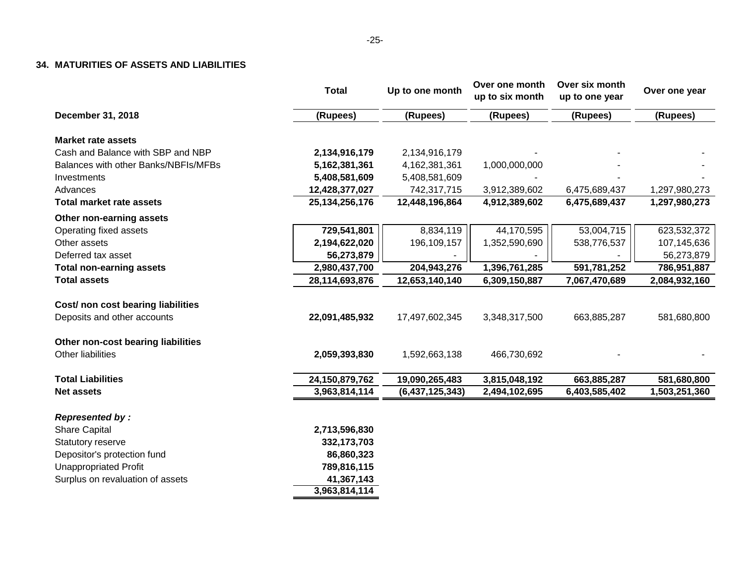## 34. MATURITIES OF ASSETS AND LIABILITIES

| | Total | Up to one month | Over one month up to six month | Over six month up to one year | Over one year |
|---|---|---|---|---|---|
| **December 31, 2018** | **(Rupees)** | **(Rupees)** | **(Rupees)** | **(Rupees)** | **(Rupees)** |
| **Market rate assets** | | | | | |
| Cash and Balance with SBP and NBP | **2,134,916,179** | 2,134,916,179 | - | - | - |
| Balances with other Banks/NBFIs/MFBs | **5,162,381,361** | 4,162,381,361 | 1,000,000,000 | - | - |
| Investments | **5,408,581,609** | 5,408,581,609 | - | - | - |
| Advances | **12,428,377,027** | 742,317,715 | 3,912,389,602 | 6,475,689,437 | 1,297,980,273 |
| **Total market rate assets** | **25,134,256,176** | **12,448,196,864** | **4,912,389,602** | **6,475,689,437** | **1,297,980,273** |
| **Other non-earning assets** | | | | | |
| Operating fixed assets | **729,541,801** | 8,834,119 | 44,170,595 | 53,004,715 | 623,532,372 |
| Other assets | **2,194,622,020** | 196,109,157 | 1,352,590,690 | 538,776,537 | 107,145,636 |
| Deferred tax asset | **56,273,879** | - | - | - | 56,273,879 |
| **Total non-earning assets** | **2,980,437,700** | **204,943,276** | **1,396,761,285** | **591,781,252** | **786,951,887** |
| **Total assets** | **28,114,693,876** | **12,653,140,140** | **6,309,150,887** | **7,067,470,689** | **2,084,932,160** |
| **Cost/ non cost bearing liabilities** | | | | | |
| Deposits and other accounts | **22,091,485,932** | 17,497,602,345 | 3,348,317,500 | 663,885,287 | 581,680,800 |
| **Other non-cost bearing liabilities** | | | | | |
| Other liabilities | **2,059,393,830** | 1,592,663,138 | 466,730,692 | - | - |
| **Total Liabilities** | **24,150,879,762** | **19,090,265,483** | **3,815,048,192** | **663,885,287** | **581,680,800** |
| **Net assets** | **3,963,814,114** | **(6,437,125,343)** | **2,494,102,695** | **6,403,585,402** | **1,503,251,360** |

***Represented by :***

| | |
|---|---|
| Share Capital | **2,713,596,830** |
| Statutory reserve | **332,173,703** |
| Depositor's protection fund | **86,860,323** |
| Unappropriated Profit | **789,816,115** |
| Surplus on revaluation of assets | **41,367,143** |
| | **3,963,814,114** |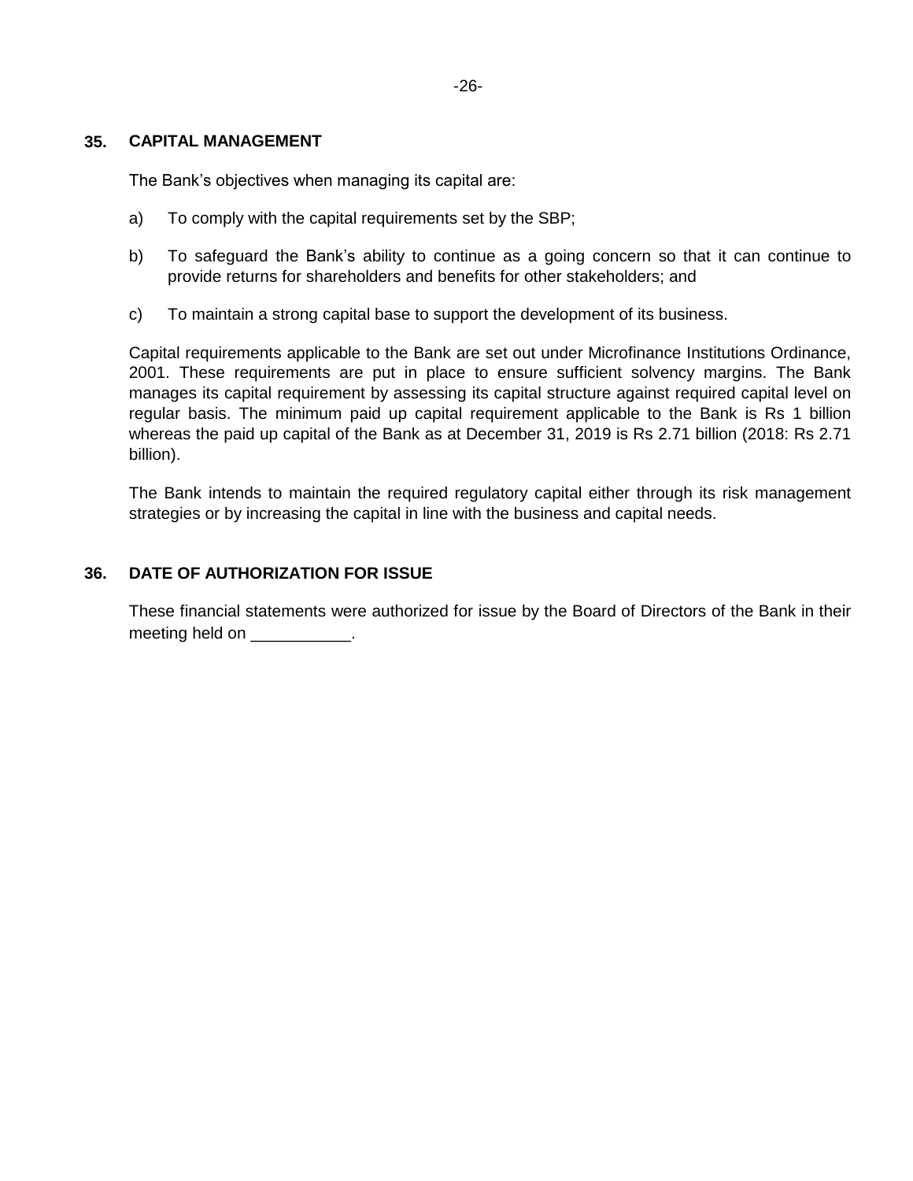## 35. CAPITAL MANAGEMENT

The Bank's objectives when managing its capital are:

a) To comply with the capital requirements set by the SBP;

b) To safeguard the Bank's ability to continue as a going concern so that it can continue to provide returns for shareholders and benefits for other stakeholders; and

c) To maintain a strong capital base to support the development of its business.

Capital requirements applicable to the Bank are set out under Microfinance Institutions Ordinance, 2001. These requirements are put in place to ensure sufficient solvency margins. The Bank manages its capital requirement by assessing its capital structure against required capital level on regular basis. The minimum paid up capital requirement applicable to the Bank is Rs 1 billion whereas the paid up capital of the Bank as at December 31, 2019 is Rs 2.71 billion (2018: Rs 2.71 billion).

The Bank intends to maintain the required regulatory capital either through its risk management strategies or by increasing the capital in line with the business and capital needs.

## 36. DATE OF AUTHORIZATION FOR ISSUE

These financial statements were authorized for issue by the Board of Directors of the Bank in their meeting held on ___________.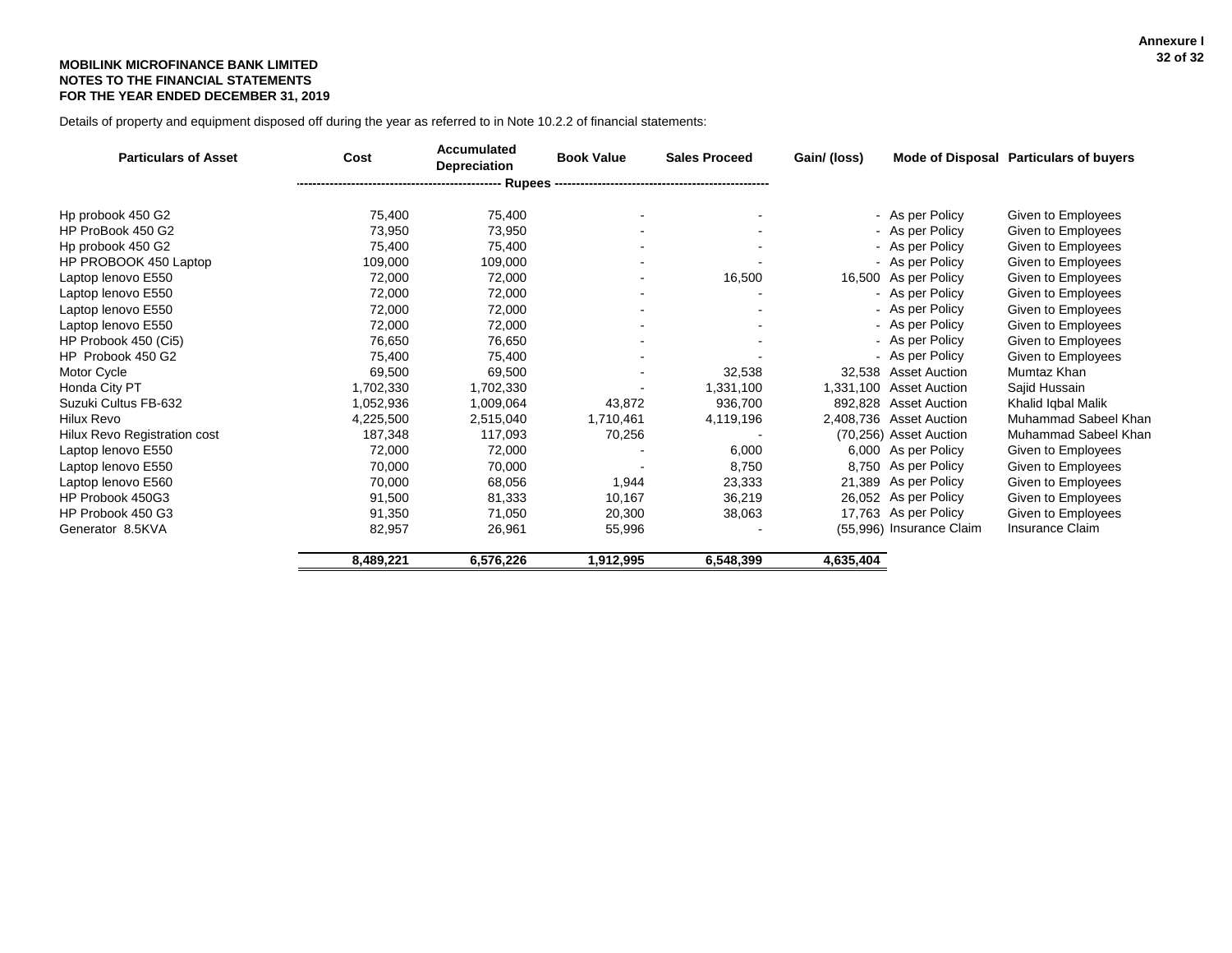**Annexure I**

**MOBILINK MICROFINANCE BANK LIMITED**
**NOTES TO THE FINANCIAL STATEMENTS**
**FOR THE YEAR ENDED DECEMBER 31, 2019**

Details of property and equipment disposed off during the year as referred to in Note 10.2.2 of financial statements:

| Particulars of Asset | Cost | Accumulated Depreciation | Book Value | Sales Proceed | Gain/ (loss) | Mode of Disposal | Particulars of buyers |
|---|---|---|---|---|---|---|---|
| | ---------- | ---------- | Rupees | ---------- | ---------- | | |
| Hp probook 450 G2 | 75,400 | 75,400 | - | - | - | As per Policy | Given to Employees |
| HP ProBook 450 G2 | 73,950 | 73,950 | - | - | - | As per Policy | Given to Employees |
| Hp probook 450 G2 | 75,400 | 75,400 | - | - | - | As per Policy | Given to Employees |
| HP PROBOOK 450 Laptop | 109,000 | 109,000 | - | - | - | As per Policy | Given to Employees |
| Laptop lenovo E550 | 72,000 | 72,000 | - | 16,500 | 16,500 | As per Policy | Given to Employees |
| Laptop lenovo E550 | 72,000 | 72,000 | - | - | - | As per Policy | Given to Employees |
| Laptop lenovo E550 | 72,000 | 72,000 | - | - | - | As per Policy | Given to Employees |
| Laptop lenovo E550 | 72,000 | 72,000 | - | - | - | As per Policy | Given to Employees |
| HP Probook 450 (Ci5) | 76,650 | 76,650 | - | - | - | As per Policy | Given to Employees |
| HP Probook 450 G2 | 75,400 | 75,400 | - | - | - | As per Policy | Given to Employees |
| Motor Cycle | 69,500 | 69,500 | - | 32,538 | 32,538 | Asset Auction | Mumtaz Khan |
| Honda City PT | 1,702,330 | 1,702,330 | - | 1,331,100 | 1,331,100 | Asset Auction | Sajid Hussain |
| Suzuki Cultus FB-632 | 1,052,936 | 1,009,064 | 43,872 | 936,700 | 892,828 | Asset Auction | Khalid Iqbal Malik |
| Hilux Revo | 4,225,500 | 2,515,040 | 1,710,461 | 4,119,196 | 2,408,736 | Asset Auction | Muhammad Sabeel Khan |
| Hilux Revo Registration cost | 187,348 | 117,093 | 70,256 | - | (70,256) | Asset Auction | Muhammad Sabeel Khan |
| Laptop lenovo E550 | 72,000 | 72,000 | - | 6,000 | 6,000 | As per Policy | Given to Employees |
| Laptop lenovo E550 | 70,000 | 70,000 | - | 8,750 | 8,750 | As per Policy | Given to Employees |
| Laptop lenovo E560 | 70,000 | 68,056 | 1,944 | 23,333 | 21,389 | As per Policy | Given to Employees |
| HP Probook 450G3 | 91,500 | 81,333 | 10,167 | 36,219 | 26,052 | As per Policy | Given to Employees |
| HP Probook 450 G3 | 91,350 | 71,050 | 20,300 | 38,063 | 17,763 | As per Policy | Given to Employees |
| Generator 8.5KVA | 82,957 | 26,961 | 55,996 | - | (55,996) | Insurance Claim | Insurance Claim |
| | **8,489,221** | **6,576,226** | **1,912,995** | **6,548,399** | **4,635,404** | | |